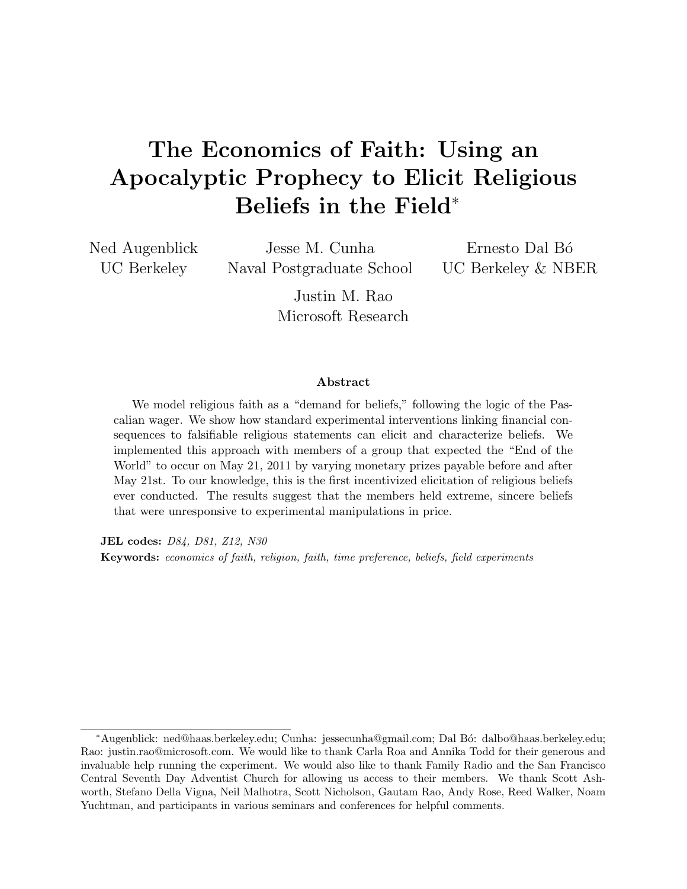# The Economics of Faith: Using an Apocalyptic Prophecy to Elicit Religious Beliefs in the Field*

Ned Augenblick
UC Berkeley

Jesse M. Cunha
Naval Postgraduate School

Ernesto Dal Bó
UC Berkeley & NBER

Justin M. Rao
Microsoft Research

### Abstract

We model religious faith as a "demand for beliefs," following the logic of the Pascalian wager. We show how standard experimental interventions linking financial consequences to falsifiable religious statements can elicit and characterize beliefs. We implemented this approach with members of a group that expected the "End of the World" to occur on May 21, 2011 by varying monetary prizes payable before and after May 21st. To our knowledge, this is the first incentivized elicitation of religious beliefs ever conducted. The results suggest that the members held extreme, sincere beliefs that were unresponsive to experimental manipulations in price.

**JEL codes:** *D84, D81, Z12, N30*

**Keywords:** *economics of faith, religion, faith, time preference, beliefs, field experiments*

---

*Augenblick: ned@haas.berkeley.edu; Cunha: jessecunha@gmail.com; Dal Bó: dalbo@haas.berkeley.edu; Rao: justin.rao@microsoft.com. We would like to thank Carla Roa and Annika Todd for their generous and invaluable help running the experiment. We would also like to thank Family Radio and the San Francisco Central Seventh Day Adventist Church for allowing us access to their members. We thank Scott Ashworth, Stefano Della Vigna, Neil Malhotra, Scott Nicholson, Gautam Rao, Andy Rose, Reed Walker, Noam Yuchtman, and participants in various seminars and conferences for helpful comments.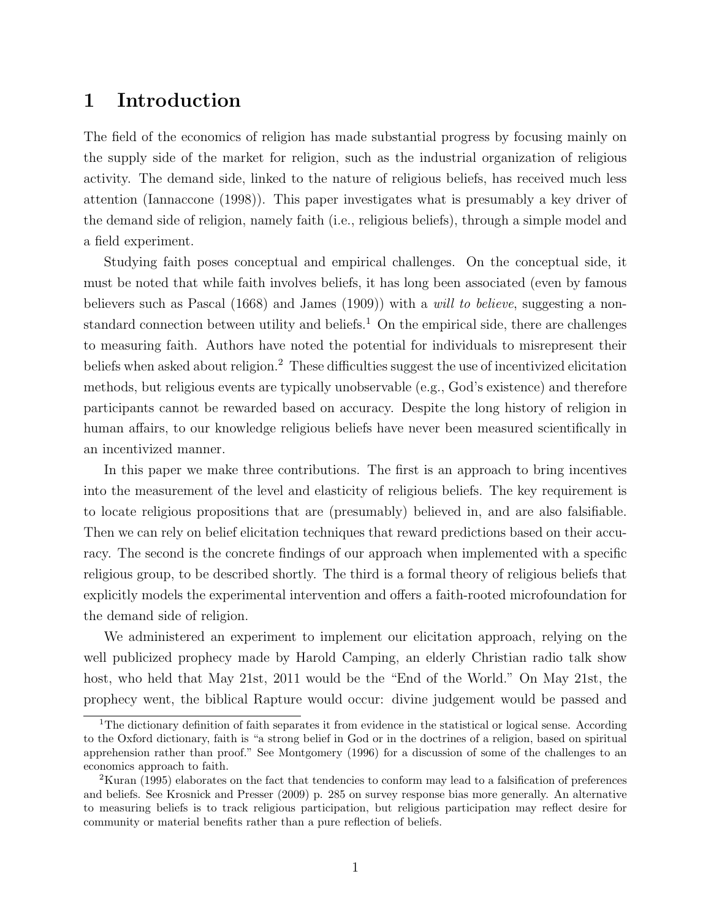# 1 Introduction

The field of the economics of religion has made substantial progress by focusing mainly on the supply side of the market for religion, such as the industrial organization of religious activity. The demand side, linked to the nature of religious beliefs, has received much less attention (Iannaccone (1998)). This paper investigates what is presumably a key driver of the demand side of religion, namely faith (i.e., religious beliefs), through a simple model and a field experiment.

Studying faith poses conceptual and empirical challenges. On the conceptual side, it must be noted that while faith involves beliefs, it has long been associated (even by famous believers such as Pascal (1668) and James (1909)) with a *will to believe*, suggesting a non-standard connection between utility and beliefs.[1] On the empirical side, there are challenges to measuring faith. Authors have noted the potential for individuals to misrepresent their beliefs when asked about religion.[2] These difficulties suggest the use of incentivized elicitation methods, but religious events are typically unobservable (e.g., God's existence) and therefore participants cannot be rewarded based on accuracy. Despite the long history of religion in human affairs, to our knowledge religious beliefs have never been measured scientifically in an incentivized manner.

In this paper we make three contributions. The first is an approach to bring incentives into the measurement of the level and elasticity of religious beliefs. The key requirement is to locate religious propositions that are (presumably) believed in, and are also falsifiable. Then we can rely on belief elicitation techniques that reward predictions based on their accuracy. The second is the concrete findings of our approach when implemented with a specific religious group, to be described shortly. The third is a formal theory of religious beliefs that explicitly models the experimental intervention and offers a faith-rooted microfoundation for the demand side of religion.

We administered an experiment to implement our elicitation approach, relying on the well publicized prophecy made by Harold Camping, an elderly Christian radio talk show host, who held that May 21st, 2011 would be the "End of the World." On May 21st, the prophecy went, the biblical Rapture would occur: divine judgement would be passed and

[1] The dictionary definition of faith separates it from evidence in the statistical or logical sense. According to the Oxford dictionary, faith is "a strong belief in God or in the doctrines of a religion, based on spiritual apprehension rather than proof." See Montgomery (1996) for a discussion of some of the challenges to an economics approach to faith.

[2] Kuran (1995) elaborates on the fact that tendencies to conform may lead to a falsification of preferences and beliefs. See Krosnick and Presser (2009) p. 285 on survey response bias more generally. An alternative to measuring beliefs is to track religious participation, but religious participation may reflect desire for community or material benefits rather than a pure reflection of beliefs.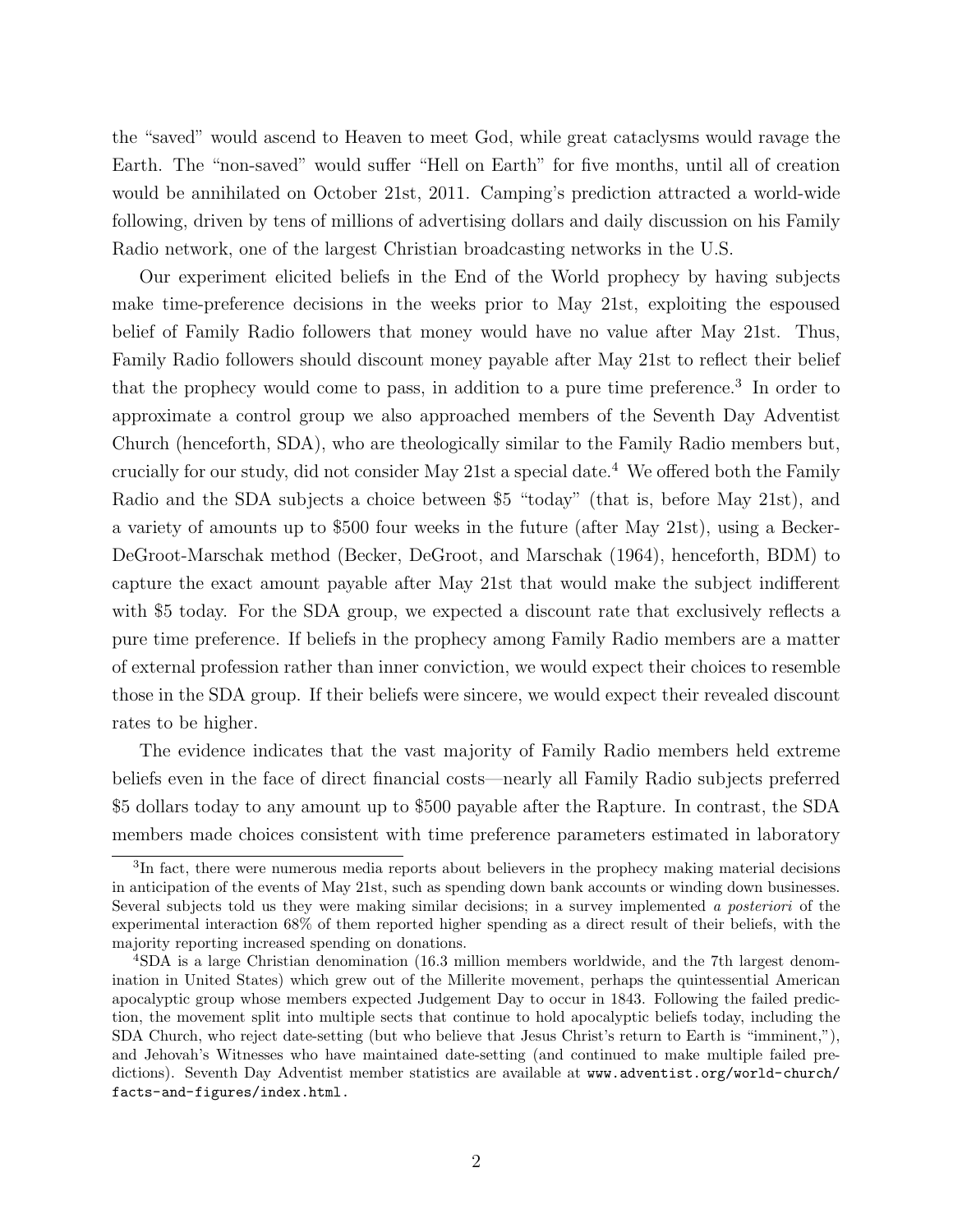the "saved" would ascend to Heaven to meet God, while great cataclysms would ravage the Earth. The "non-saved" would suffer "Hell on Earth" for five months, until all of creation would be annihilated on October 21st, 2011. Camping's prediction attracted a world-wide following, driven by tens of millions of advertising dollars and daily discussion on his Family Radio network, one of the largest Christian broadcasting networks in the U.S.

Our experiment elicited beliefs in the End of the World prophecy by having subjects make time-preference decisions in the weeks prior to May 21st, exploiting the espoused belief of Family Radio followers that money would have no value after May 21st. Thus, Family Radio followers should discount money payable after May 21st to reflect their belief that the prophecy would come to pass, in addition to a pure time preference.[3] In order to approximate a control group we also approached members of the Seventh Day Adventist Church (henceforth, SDA), who are theologically similar to the Family Radio members but, crucially for our study, did not consider May 21st a special date.[4] We offered both the Family Radio and the SDA subjects a choice between $5 "today" (that is, before May 21st), and a variety of amounts up to $500 four weeks in the future (after May 21st), using a Becker-DeGroot-Marschak method (Becker, DeGroot, and Marschak (1964), henceforth, BDM) to capture the exact amount payable after May 21st that would make the subject indifferent with $5 today. For the SDA group, we expected a discount rate that exclusively reflects a pure time preference. If beliefs in the prophecy among Family Radio members are a matter of external profession rather than inner conviction, we would expect their choices to resemble those in the SDA group. If their beliefs were sincere, we would expect their revealed discount rates to be higher.

The evidence indicates that the vast majority of Family Radio members held extreme beliefs even in the face of direct financial costs—nearly all Family Radio subjects preferred $5 dollars today to any amount up to $500 payable after the Rapture. In contrast, the SDA members made choices consistent with time preference parameters estimated in laboratory

[3]In fact, there were numerous media reports about believers in the prophecy making material decisions in anticipation of the events of May 21st, such as spending down bank accounts or winding down businesses. Several subjects told us they were making similar decisions; in a survey implemented *a posteriori* of the experimental interaction 68% of them reported higher spending as a direct result of their beliefs, with the majority reporting increased spending on donations.

[4]SDA is a large Christian denomination (16.3 million members worldwide, and the 7th largest denomination in United States) which grew out of the Millerite movement, perhaps the quintessential American apocalyptic group whose members expected Judgement Day to occur in 1843. Following the failed prediction, the movement split into multiple sects that continue to hold apocalyptic beliefs today, including the SDA Church, who reject date-setting (but who believe that Jesus Christ's return to Earth is "imminent,"), and Jehovah's Witnesses who have maintained date-setting (and continued to make multiple failed predictions). Seventh Day Adventist member statistics are available at `www.adventist.org/world-church/facts-and-figures/index.html`.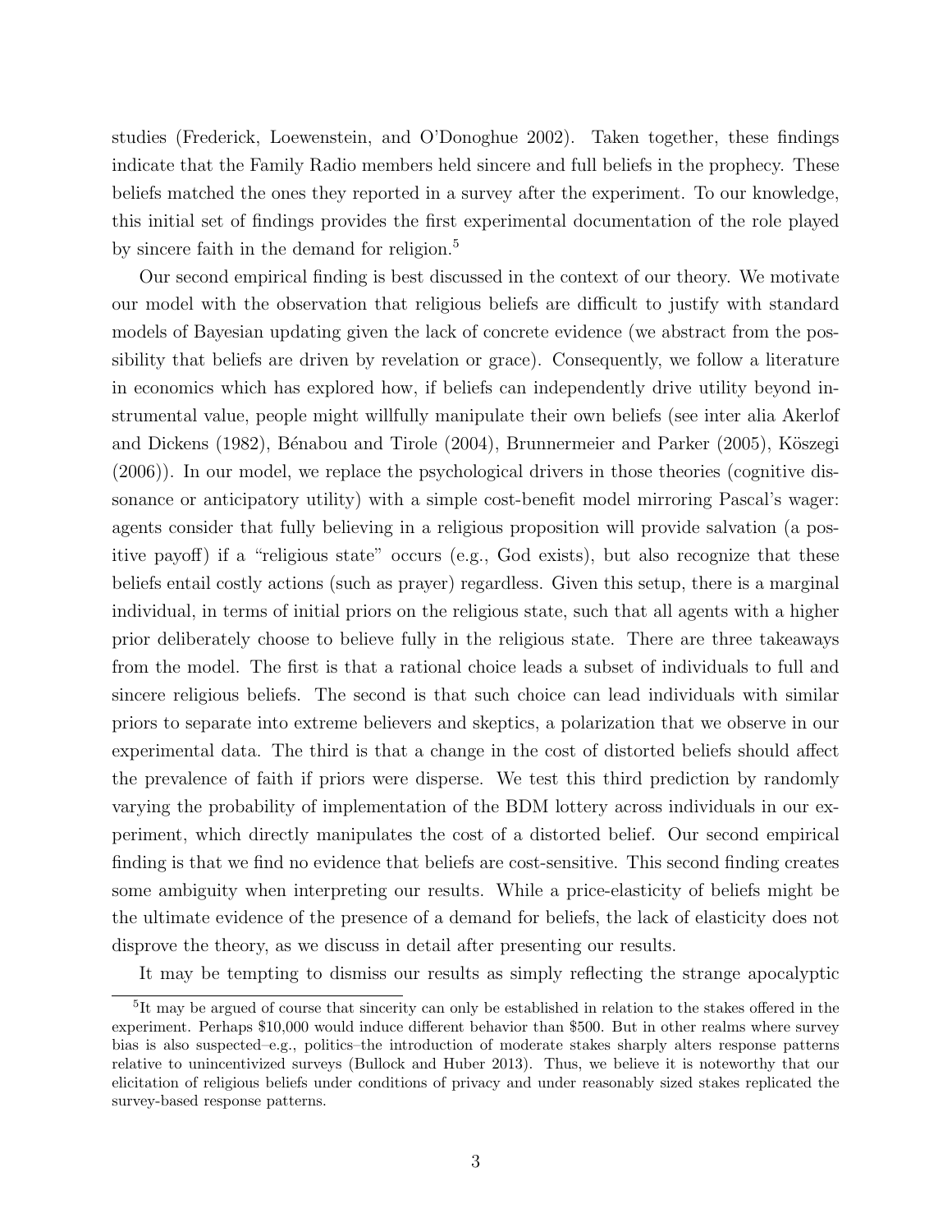studies (Frederick, Loewenstein, and O'Donoghue 2002). Taken together, these findings indicate that the Family Radio members held sincere and full beliefs in the prophecy. These beliefs matched the ones they reported in a survey after the experiment. To our knowledge, this initial set of findings provides the first experimental documentation of the role played by sincere faith in the demand for religion.[5]

Our second empirical finding is best discussed in the context of our theory. We motivate our model with the observation that religious beliefs are difficult to justify with standard models of Bayesian updating given the lack of concrete evidence (we abstract from the possibility that beliefs are driven by revelation or grace). Consequently, we follow a literature in economics which has explored how, if beliefs can independently drive utility beyond instrumental value, people might willfully manipulate their own beliefs (see inter alia Akerlof and Dickens (1982), Bénabou and Tirole (2004), Brunnermeier and Parker (2005), Köszegi (2006)). In our model, we replace the psychological drivers in those theories (cognitive dissonance or anticipatory utility) with a simple cost-benefit model mirroring Pascal's wager: agents consider that fully believing in a religious proposition will provide salvation (a positive payoff) if a "religious state" occurs (e.g., God exists), but also recognize that these beliefs entail costly actions (such as prayer) regardless. Given this setup, there is a marginal individual, in terms of initial priors on the religious state, such that all agents with a higher prior deliberately choose to believe fully in the religious state. There are three takeaways from the model. The first is that a rational choice leads a subset of individuals to full and sincere religious beliefs. The second is that such choice can lead individuals with similar priors to separate into extreme believers and skeptics, a polarization that we observe in our experimental data. The third is that a change in the cost of distorted beliefs should affect the prevalence of faith if priors were disperse. We test this third prediction by randomly varying the probability of implementation of the BDM lottery across individuals in our experiment, which directly manipulates the cost of a distorted belief. Our second empirical finding is that we find no evidence that beliefs are cost-sensitive. This second finding creates some ambiguity when interpreting our results. While a price-elasticity of beliefs might be the ultimate evidence of the presence of a demand for beliefs, the lack of elasticity does not disprove the theory, as we discuss in detail after presenting our results.

It may be tempting to dismiss our results as simply reflecting the strange apocalyptic

[5] It may be argued of course that sincerity can only be established in relation to the stakes offered in the experiment. Perhaps $10,000 would induce different behavior than $500. But in other realms where survey bias is also suspected–e.g., politics–the introduction of moderate stakes sharply alters response patterns relative to unincentivized surveys (Bullock and Huber 2013). Thus, we believe it is noteworthy that our elicitation of religious beliefs under conditions of privacy and under reasonably sized stakes replicated the survey-based response patterns.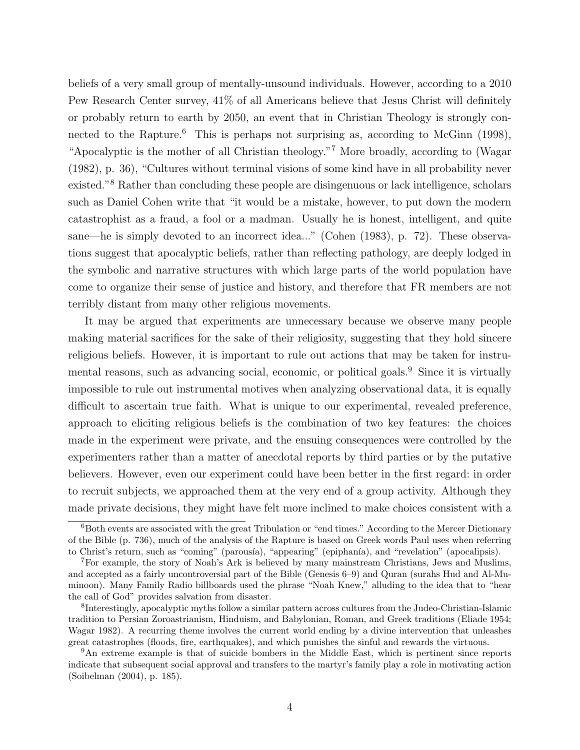beliefs of a very small group of mentally-unsound individuals. However, according to a 2010 Pew Research Center survey, 41% of all Americans believe that Jesus Christ will definitely or probably return to earth by 2050, an event that in Christian Theology is strongly connected to the Rapture.[6] This is perhaps not surprising as, according to McGinn (1998), "Apocalyptic is the mother of all Christian theology."[7] More broadly, according to (Wagar (1982), p. 36), "Cultures without terminal visions of some kind have in all probability never existed."[8] Rather than concluding these people are disingenuous or lack intelligence, scholars such as Daniel Cohen write that "it would be a mistake, however, to put down the modern catastrophist as a fraud, a fool or a madman. Usually he is honest, intelligent, and quite sane—he is simply devoted to an incorrect idea..." (Cohen (1983), p. 72). These observations suggest that apocalyptic beliefs, rather than reflecting pathology, are deeply lodged in the symbolic and narrative structures with which large parts of the world population have come to organize their sense of justice and history, and therefore that FR members are not terribly distant from many other religious movements.

It may be argued that experiments are unnecessary because we observe many people making material sacrifices for the sake of their religiosity, suggesting that they hold sincere religious beliefs. However, it is important to rule out actions that may be taken for instrumental reasons, such as advancing social, economic, or political goals.[9] Since it is virtually impossible to rule out instrumental motives when analyzing observational data, it is equally difficult to ascertain true faith. What is unique to our experimental, revealed preference, approach to eliciting religious beliefs is the combination of two key features: the choices made in the experiment were private, and the ensuing consequences were controlled by the experimenters rather than a matter of anecdotal reports by third parties or by the putative believers. However, even our experiment could have been better in the first regard: in order to recruit subjects, we approached them at the very end of a group activity. Although they made private decisions, they might have felt more inclined to make choices consistent with a

---

[6] Both events are associated with the great Tribulation or "end times." According to the Mercer Dictionary of the Bible (p. 736), much of the analysis of the Rapture is based on Greek words Paul uses when referring to Christ's return, such as "coming" (parousía), "appearing" (epiphanía), and "revelation" (apocalipsis).

[7] For example, the story of Noah's Ark is believed by many mainstream Christians, Jews and Muslims, and accepted as a fairly uncontroversial part of the Bible (Genesis 6–9) and Quran (surahs Hud and Al-Muminoon). Many Family Radio billboards used the phrase "Noah Knew," alluding to the idea that to "hear the call of God" provides salvation from disaster.

[8] Interestingly, apocalyptic myths follow a similar pattern across cultures from the Judeo-Christian-Islamic tradition to Persian Zoroastrianism, Hinduism, and Babylonian, Roman, and Greek traditions (Eliade 1954; Wagar 1982). A recurring theme involves the current world ending by a divine intervention that unleashes great catastrophes (floods, fire, earthquakes), and which punishes the sinful and rewards the virtuous.

[9] An extreme example is that of suicide bombers in the Middle East, which is pertinent since reports indicate that subsequent social approval and transfers to the martyr's family play a role in motivating action (Soibelman (2004), p. 185).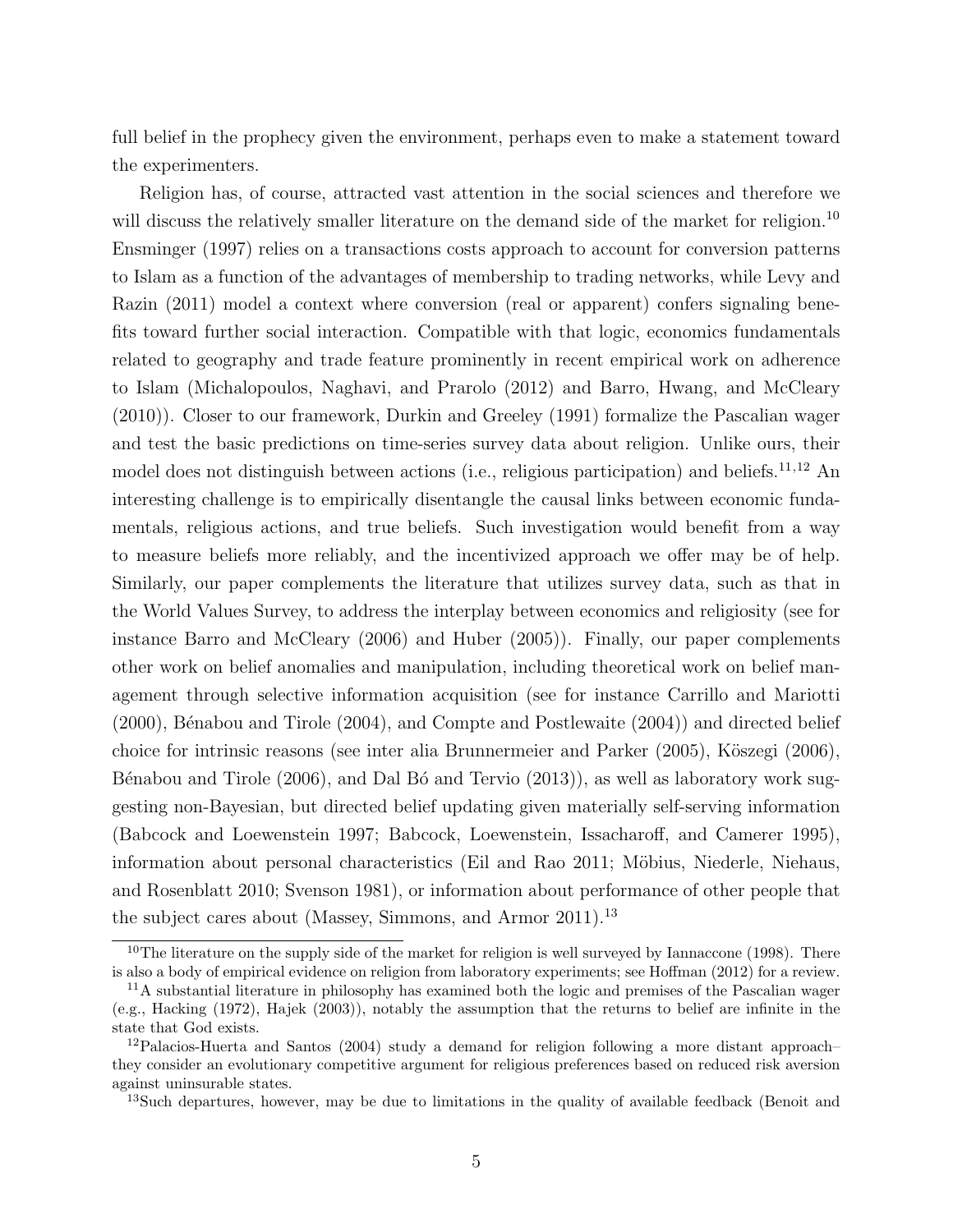full belief in the prophecy given the environment, perhaps even to make a statement toward the experimenters.

Religion has, of course, attracted vast attention in the social sciences and therefore we will discuss the relatively smaller literature on the demand side of the market for religion.[10] Ensminger (1997) relies on a transactions costs approach to account for conversion patterns to Islam as a function of the advantages of membership to trading networks, while Levy and Razin (2011) model a context where conversion (real or apparent) confers signaling benefits toward further social interaction. Compatible with that logic, economics fundamentals related to geography and trade feature prominently in recent empirical work on adherence to Islam (Michalopoulos, Naghavi, and Prarolo (2012) and Barro, Hwang, and McCleary (2010)). Closer to our framework, Durkin and Greeley (1991) formalize the Pascalian wager and test the basic predictions on time-series survey data about religion. Unlike ours, their model does not distinguish between actions (i.e., religious participation) and beliefs.[11,12] An interesting challenge is to empirically disentangle the causal links between economic fundamentals, religious actions, and true beliefs. Such investigation would benefit from a way to measure beliefs more reliably, and the incentivized approach we offer may be of help. Similarly, our paper complements the literature that utilizes survey data, such as that in the World Values Survey, to address the interplay between economics and religiosity (see for instance Barro and McCleary (2006) and Huber (2005)). Finally, our paper complements other work on belief anomalies and manipulation, including theoretical work on belief management through selective information acquisition (see for instance Carrillo and Mariotti (2000), Bénabou and Tirole (2004), and Compte and Postlewaite (2004)) and directed belief choice for intrinsic reasons (see inter alia Brunnermeier and Parker (2005), Köszegi (2006), Bénabou and Tirole (2006), and Dal Bó and Tervio (2013)), as well as laboratory work suggesting non-Bayesian, but directed belief updating given materially self-serving information (Babcock and Loewenstein 1997; Babcock, Loewenstein, Issacharoff, and Camerer 1995), information about personal characteristics (Eil and Rao 2011; Möbius, Niederle, Niehaus, and Rosenblatt 2010; Svenson 1981), or information about performance of other people that the subject cares about (Massey, Simmons, and Armor 2011).[13]

[10] The literature on the supply side of the market for religion is well surveyed by Iannaccone (1998). There is also a body of empirical evidence on religion from laboratory experiments; see Hoffman (2012) for a review.

[11] A substantial literature in philosophy has examined both the logic and premises of the Pascalian wager (e.g., Hacking (1972), Hajek (2003)), notably the assumption that the returns to belief are infinite in the state that God exists.

[12] Palacios-Huerta and Santos (2004) study a demand for religion following a more distant approach– they consider an evolutionary competitive argument for religious preferences based on reduced risk aversion against uninsurable states.

[13] Such departures, however, may be due to limitations in the quality of available feedback (Benoit and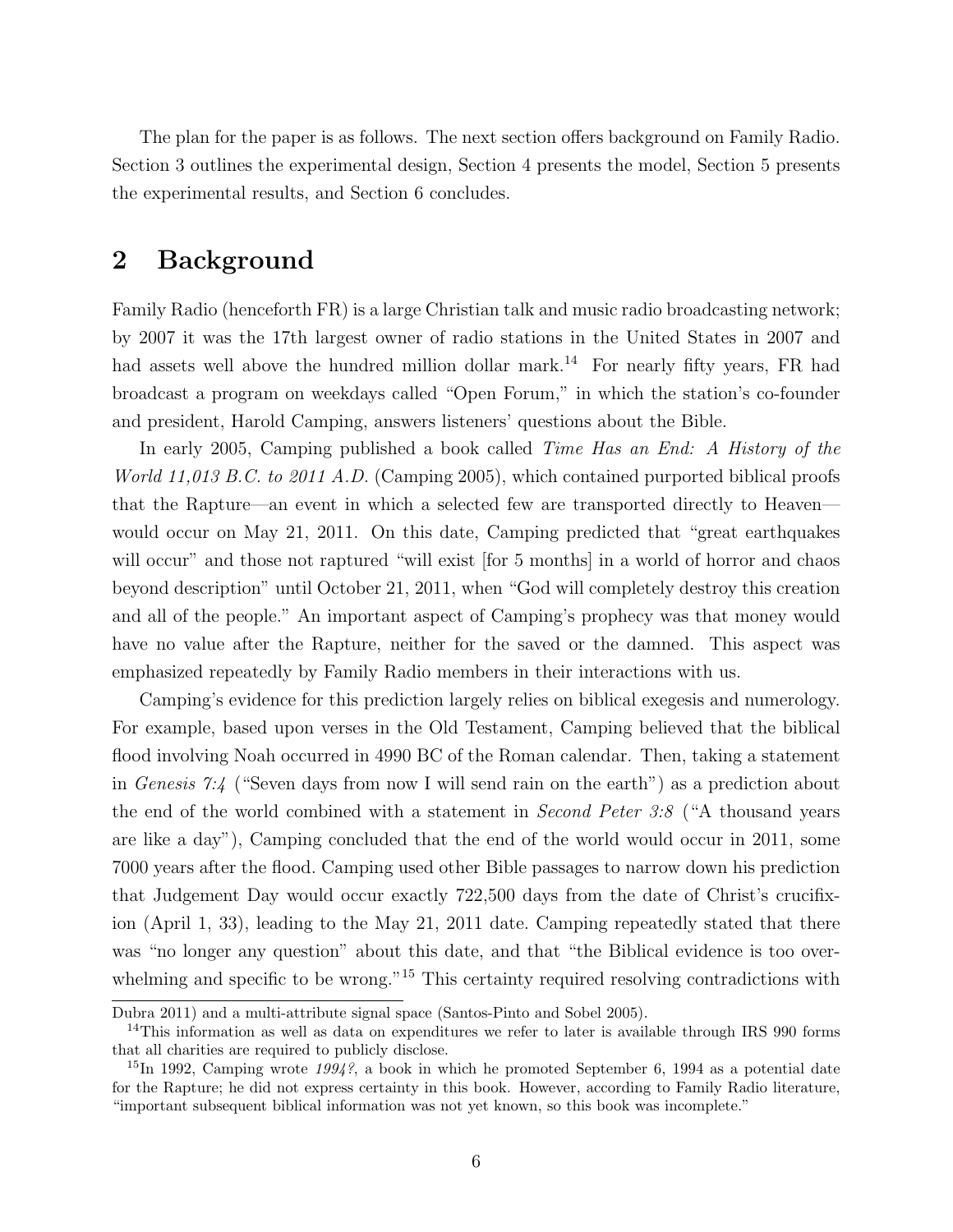The plan for the paper is as follows. The next section offers background on Family Radio. Section 3 outlines the experimental design, Section 4 presents the model, Section 5 presents the experimental results, and Section 6 concludes.

## 2 Background

Family Radio (henceforth FR) is a large Christian talk and music radio broadcasting network; by 2007 it was the 17th largest owner of radio stations in the United States in 2007 and had assets well above the hundred million dollar mark.[14] For nearly fifty years, FR had broadcast a program on weekdays called "Open Forum," in which the station's co-founder and president, Harold Camping, answers listeners' questions about the Bible.

In early 2005, Camping published a book called *Time Has an End: A History of the World 11,013 B.C. to 2011 A.D.* (Camping 2005), which contained purported biblical proofs that the Rapture—an event in which a selected few are transported directly to Heaven—would occur on May 21, 2011. On this date, Camping predicted that "great earthquakes will occur" and those not raptured "will exist [for 5 months] in a world of horror and chaos beyond description" until October 21, 2011, when "God will completely destroy this creation and all of the people." An important aspect of Camping's prophecy was that money would have no value after the Rapture, neither for the saved or the damned. This aspect was emphasized repeatedly by Family Radio members in their interactions with us.

Camping's evidence for this prediction largely relies on biblical exegesis and numerology. For example, based upon verses in the Old Testament, Camping believed that the biblical flood involving Noah occurred in 4990 BC of the Roman calendar. Then, taking a statement in *Genesis 7:4* ("Seven days from now I will send rain on the earth") as a prediction about the end of the world combined with a statement in *Second Peter 3:8* ("A thousand years are like a day"), Camping concluded that the end of the world would occur in 2011, some 7000 years after the flood. Camping used other Bible passages to narrow down his prediction that Judgement Day would occur exactly 722,500 days from the date of Christ's crucifixion (April 1, 33), leading to the May 21, 2011 date. Camping repeatedly stated that there was "no longer any question" about this date, and that "the Biblical evidence is too overwhelming and specific to be wrong."[15] This certainty required resolving contradictions with

---

Dubra 2011) and a multi-attribute signal space (Santos-Pinto and Sobel 2005).

[14] This information as well as data on expenditures we refer to later is available through IRS 990 forms that all charities are required to publicly disclose.

[15] In 1992, Camping wrote *1994?*, a book in which he promoted September 6, 1994 as a potential date for the Rapture; he did not express certainty in this book. However, according to Family Radio literature, "important subsequent biblical information was not yet known, so this book was incomplete."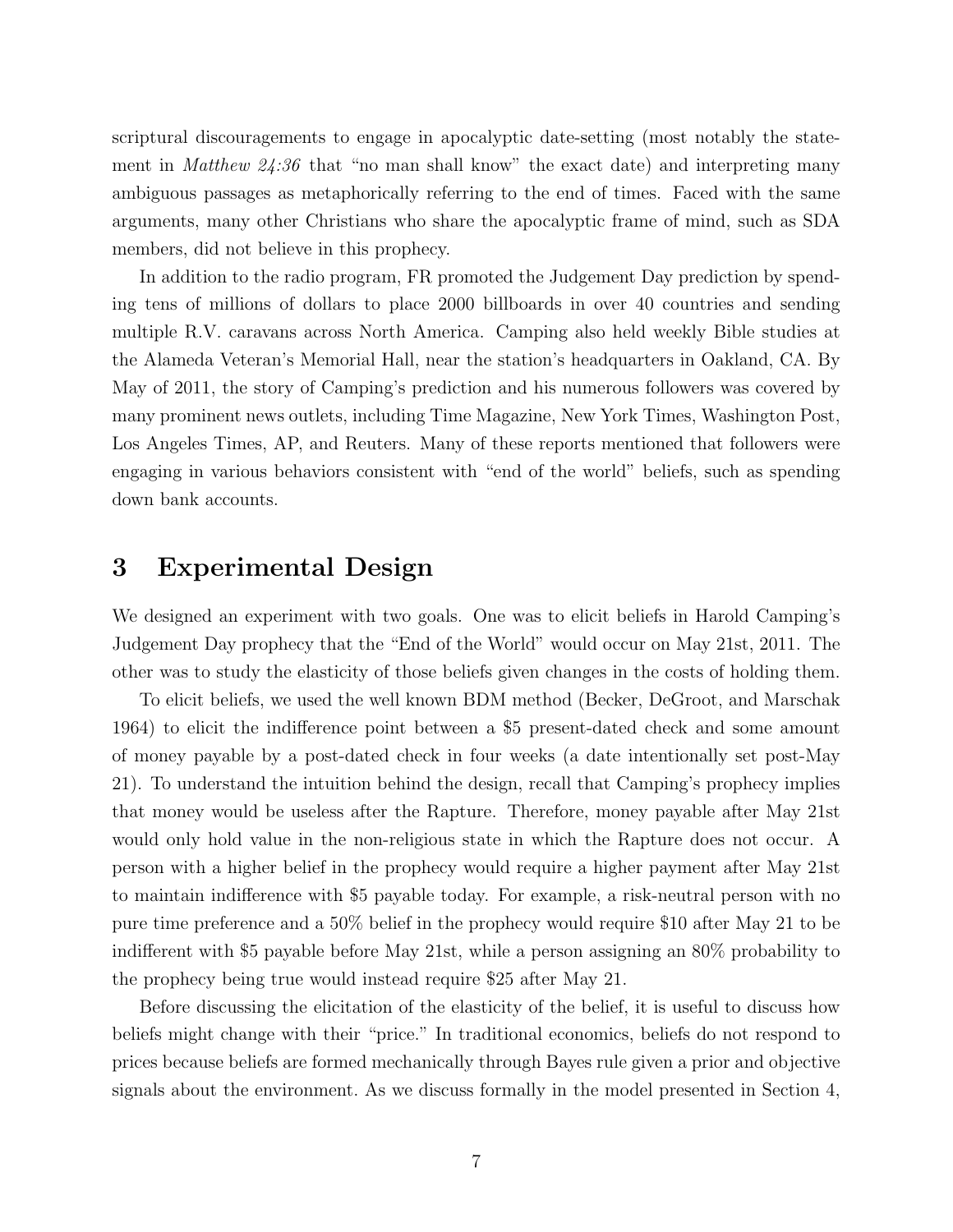scriptural discouragements to engage in apocalyptic date-setting (most notably the statement in *Matthew 24:36* that "no man shall know" the exact date) and interpreting many ambiguous passages as metaphorically referring to the end of times. Faced with the same arguments, many other Christians who share the apocalyptic frame of mind, such as SDA members, did not believe in this prophecy.

In addition to the radio program, FR promoted the Judgement Day prediction by spending tens of millions of dollars to place 2000 billboards in over 40 countries and sending multiple R.V. caravans across North America. Camping also held weekly Bible studies at the Alameda Veteran's Memorial Hall, near the station's headquarters in Oakland, CA. By May of 2011, the story of Camping's prediction and his numerous followers was covered by many prominent news outlets, including Time Magazine, New York Times, Washington Post, Los Angeles Times, AP, and Reuters. Many of these reports mentioned that followers were engaging in various behaviors consistent with "end of the world" beliefs, such as spending down bank accounts.

# 3 Experimental Design

We designed an experiment with two goals. One was to elicit beliefs in Harold Camping's Judgement Day prophecy that the "End of the World" would occur on May 21st, 2011. The other was to study the elasticity of those beliefs given changes in the costs of holding them.

To elicit beliefs, we used the well known BDM method (Becker, DeGroot, and Marschak 1964) to elicit the indifference point between a \$5 present-dated check and some amount of money payable by a post-dated check in four weeks (a date intentionally set post-May 21). To understand the intuition behind the design, recall that Camping's prophecy implies that money would be useless after the Rapture. Therefore, money payable after May 21st would only hold value in the non-religious state in which the Rapture does not occur. A person with a higher belief in the prophecy would require a higher payment after May 21st to maintain indifference with \$5 payable today. For example, a risk-neutral person with no pure time preference and a 50% belief in the prophecy would require \$10 after May 21 to be indifferent with \$5 payable before May 21st, while a person assigning an 80% probability to the prophecy being true would instead require \$25 after May 21.

Before discussing the elicitation of the elasticity of the belief, it is useful to discuss how beliefs might change with their "price." In traditional economics, beliefs do not respond to prices because beliefs are formed mechanically through Bayes rule given a prior and objective signals about the environment. As we discuss formally in the model presented in Section 4,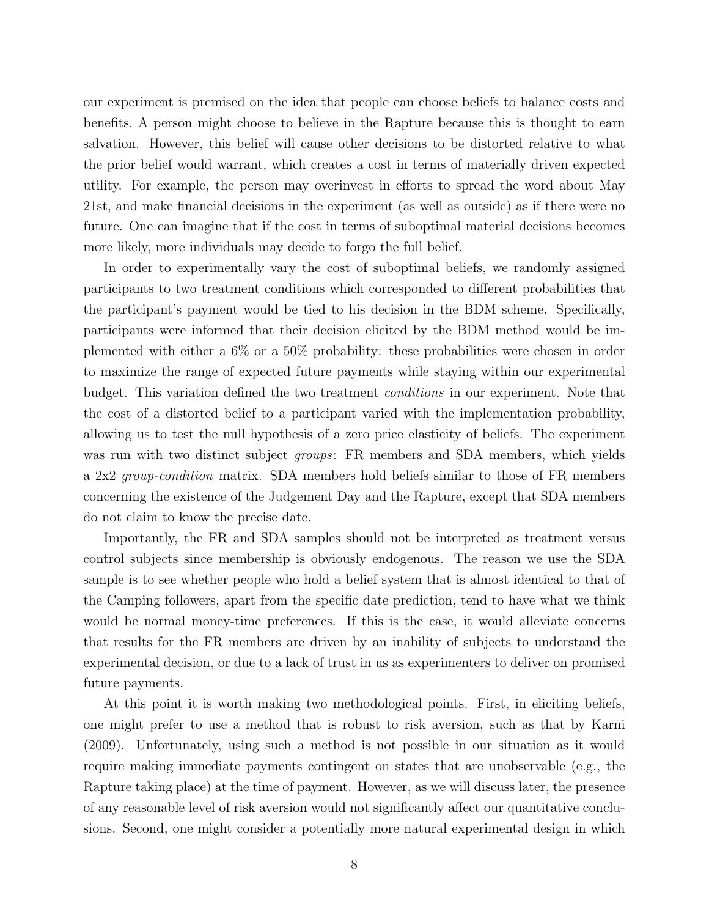our experiment is premised on the idea that people can choose beliefs to balance costs and benefits. A person might choose to believe in the Rapture because this is thought to earn salvation. However, this belief will cause other decisions to be distorted relative to what the prior belief would warrant, which creates a cost in terms of materially driven expected utility. For example, the person may overinvest in efforts to spread the word about May 21st, and make financial decisions in the experiment (as well as outside) as if there were no future. One can imagine that if the cost in terms of suboptimal material decisions becomes more likely, more individuals may decide to forgo the full belief.

In order to experimentally vary the cost of suboptimal beliefs, we randomly assigned participants to two treatment conditions which corresponded to different probabilities that the participant's payment would be tied to his decision in the BDM scheme. Specifically, participants were informed that their decision elicited by the BDM method would be implemented with either a 6% or a 50% probability: these probabilities were chosen in order to maximize the range of expected future payments while staying within our experimental budget. This variation defined the two treatment *conditions* in our experiment. Note that the cost of a distorted belief to a participant varied with the implementation probability, allowing us to test the null hypothesis of a zero price elasticity of beliefs. The experiment was run with two distinct subject *groups*: FR members and SDA members, which yields a 2x2 *group-condition* matrix. SDA members hold beliefs similar to those of FR members concerning the existence of the Judgement Day and the Rapture, except that SDA members do not claim to know the precise date.

Importantly, the FR and SDA samples should not be interpreted as treatment versus control subjects since membership is obviously endogenous. The reason we use the SDA sample is to see whether people who hold a belief system that is almost identical to that of the Camping followers, apart from the specific date prediction, tend to have what we think would be normal money-time preferences. If this is the case, it would alleviate concerns that results for the FR members are driven by an inability of subjects to understand the experimental decision, or due to a lack of trust in us as experimenters to deliver on promised future payments.

At this point it is worth making two methodological points. First, in eliciting beliefs, one might prefer to use a method that is robust to risk aversion, such as that by Karni (2009). Unfortunately, using such a method is not possible in our situation as it would require making immediate payments contingent on states that are unobservable (e.g., the Rapture taking place) at the time of payment. However, as we will discuss later, the presence of any reasonable level of risk aversion would not significantly affect our quantitative conclusions. Second, one might consider a potentially more natural experimental design in which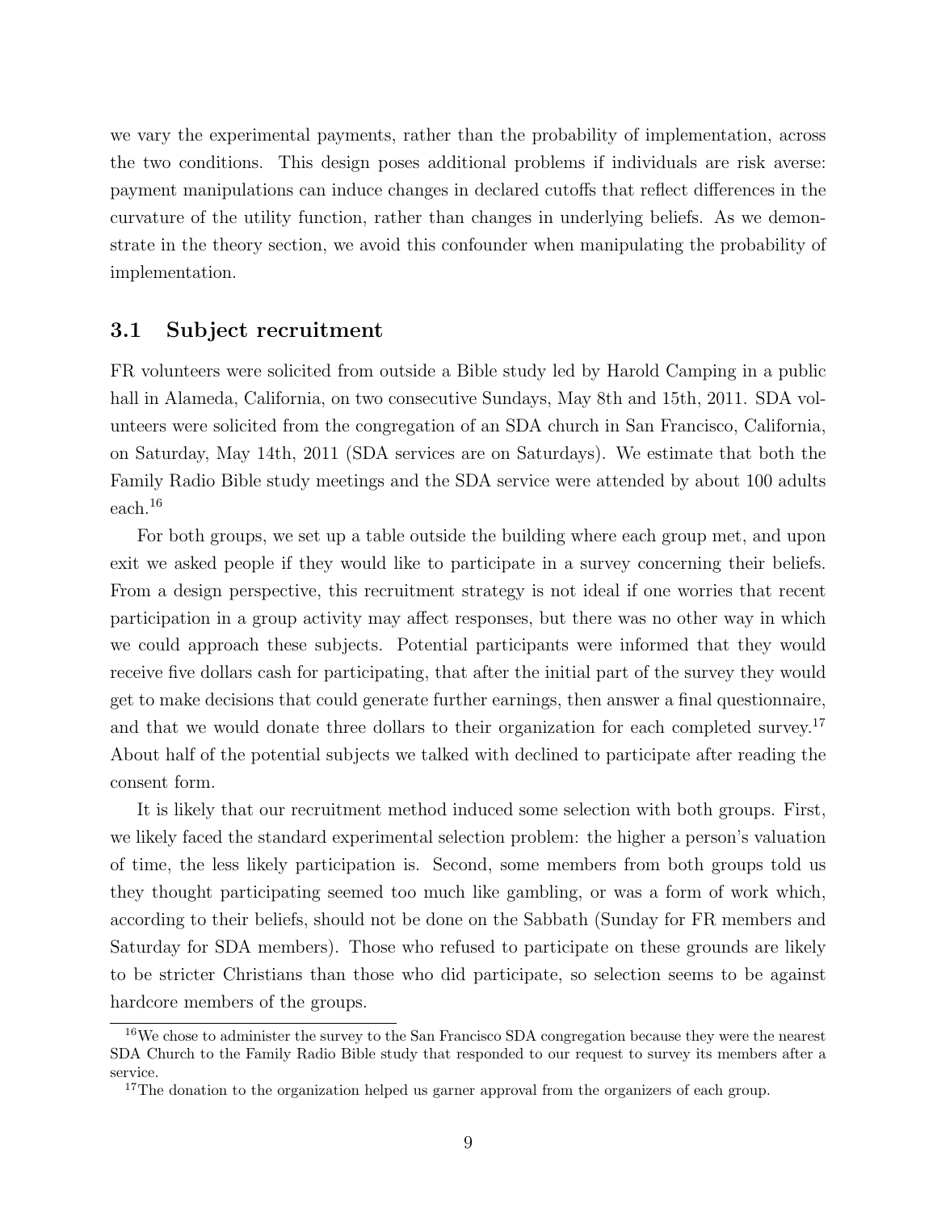we vary the experimental payments, rather than the probability of implementation, across the two conditions. This design poses additional problems if individuals are risk averse: payment manipulations can induce changes in declared cutoffs that reflect differences in the curvature of the utility function, rather than changes in underlying beliefs. As we demonstrate in the theory section, we avoid this confounder when manipulating the probability of implementation.

### 3.1 Subject recruitment

FR volunteers were solicited from outside a Bible study led by Harold Camping in a public hall in Alameda, California, on two consecutive Sundays, May 8th and 15th, 2011. SDA volunteers were solicited from the congregation of an SDA church in San Francisco, California, on Saturday, May 14th, 2011 (SDA services are on Saturdays). We estimate that both the Family Radio Bible study meetings and the SDA service were attended by about 100 adults each.[16]

For both groups, we set up a table outside the building where each group met, and upon exit we asked people if they would like to participate in a survey concerning their beliefs. From a design perspective, this recruitment strategy is not ideal if one worries that recent participation in a group activity may affect responses, but there was no other way in which we could approach these subjects. Potential participants were informed that they would receive five dollars cash for participating, that after the initial part of the survey they would get to make decisions that could generate further earnings, then answer a final questionnaire, and that we would donate three dollars to their organization for each completed survey.[17] About half of the potential subjects we talked with declined to participate after reading the consent form.

It is likely that our recruitment method induced some selection with both groups. First, we likely faced the standard experimental selection problem: the higher a person's valuation of time, the less likely participation is. Second, some members from both groups told us they thought participating seemed too much like gambling, or was a form of work which, according to their beliefs, should not be done on the Sabbath (Sunday for FR members and Saturday for SDA members). Those who refused to participate on these grounds are likely to be stricter Christians than those who did participate, so selection seems to be against hardcore members of the groups.

[16] We chose to administer the survey to the San Francisco SDA congregation because they were the nearest SDA Church to the Family Radio Bible study that responded to our request to survey its members after a service.

[17] The donation to the organization helped us garner approval from the organizers of each group.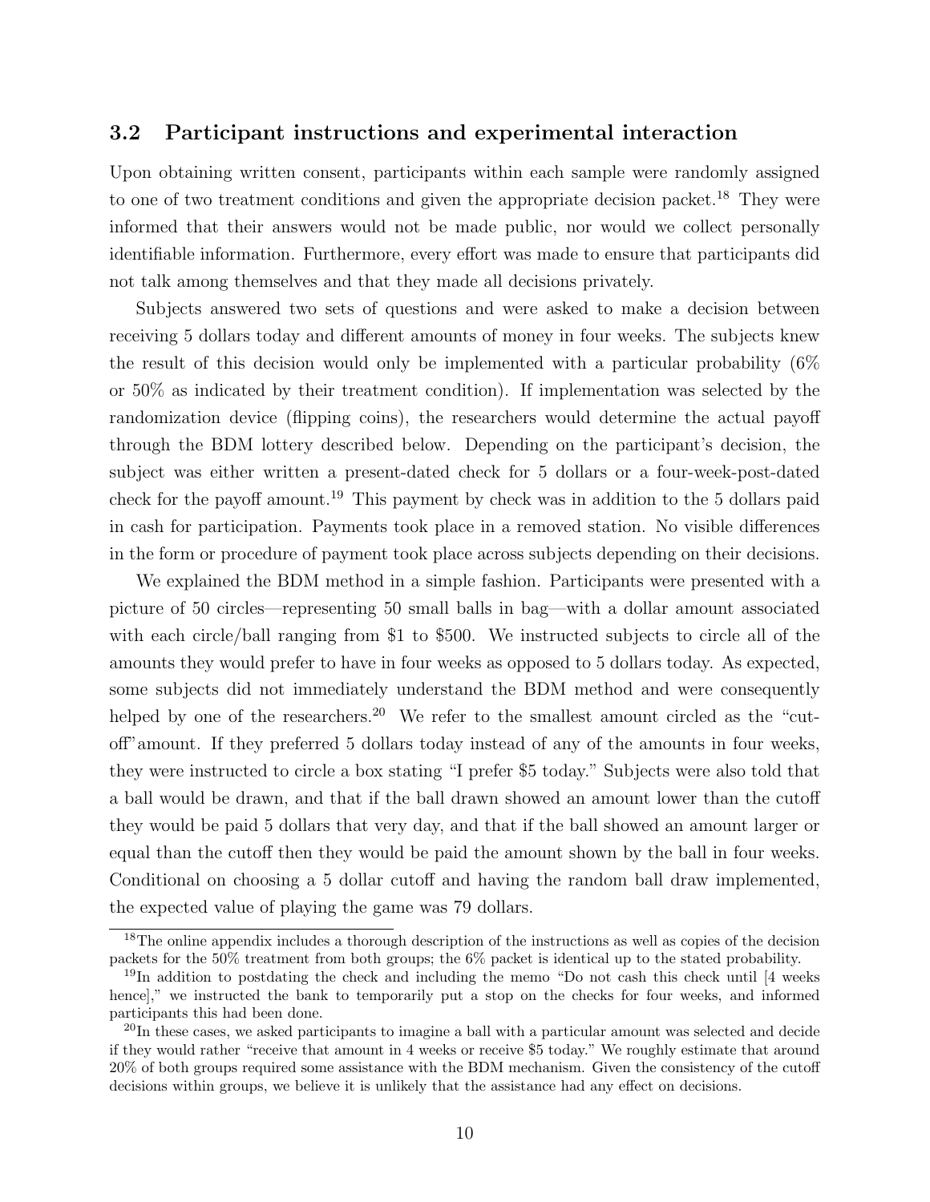### 3.2 Participant instructions and experimental interaction

Upon obtaining written consent, participants within each sample were randomly assigned to one of two treatment conditions and given the appropriate decision packet.[18] They were informed that their answers would not be made public, nor would we collect personally identifiable information. Furthermore, every effort was made to ensure that participants did not talk among themselves and that they made all decisions privately.

Subjects answered two sets of questions and were asked to make a decision between receiving 5 dollars today and different amounts of money in four weeks. The subjects knew the result of this decision would only be implemented with a particular probability (6% or 50% as indicated by their treatment condition). If implementation was selected by the randomization device (flipping coins), the researchers would determine the actual payoff through the BDM lottery described below. Depending on the participant's decision, the subject was either written a present-dated check for 5 dollars or a four-week-post-dated check for the payoff amount.[19] This payment by check was in addition to the 5 dollars paid in cash for participation. Payments took place in a removed station. No visible differences in the form or procedure of payment took place across subjects depending on their decisions.

We explained the BDM method in a simple fashion. Participants were presented with a picture of 50 circles—representing 50 small balls in bag—with a dollar amount associated with each circle/ball ranging from \$1 to \$500. We instructed subjects to circle all of the amounts they would prefer to have in four weeks as opposed to 5 dollars today. As expected, some subjects did not immediately understand the BDM method and were consequently helped by one of the researchers.[20] We refer to the smallest amount circled as the "cutoff" amount. If they preferred 5 dollars today instead of any of the amounts in four weeks, they were instructed to circle a box stating "I prefer \$5 today." Subjects were also told that a ball would be drawn, and that if the ball drawn showed an amount lower than the cutoff they would be paid 5 dollars that very day, and that if the ball showed an amount larger or equal than the cutoff then they would be paid the amount shown by the ball in four weeks. Conditional on choosing a 5 dollar cutoff and having the random ball draw implemented, the expected value of playing the game was 79 dollars.

---

[18] The online appendix includes a thorough description of the instructions as well as copies of the decision packets for the 50% treatment from both groups; the 6% packet is identical up to the stated probability.

[19] In addition to postdating the check and including the memo "Do not cash this check until [4 weeks hence]," we instructed the bank to temporarily put a stop on the checks for four weeks, and informed participants this had been done.

[20] In these cases, we asked participants to imagine a ball with a particular amount was selected and decide if they would rather "receive that amount in 4 weeks or receive \$5 today." We roughly estimate that around 20% of both groups required some assistance with the BDM mechanism. Given the consistency of the cutoff decisions within groups, we believe it is unlikely that the assistance had any effect on decisions.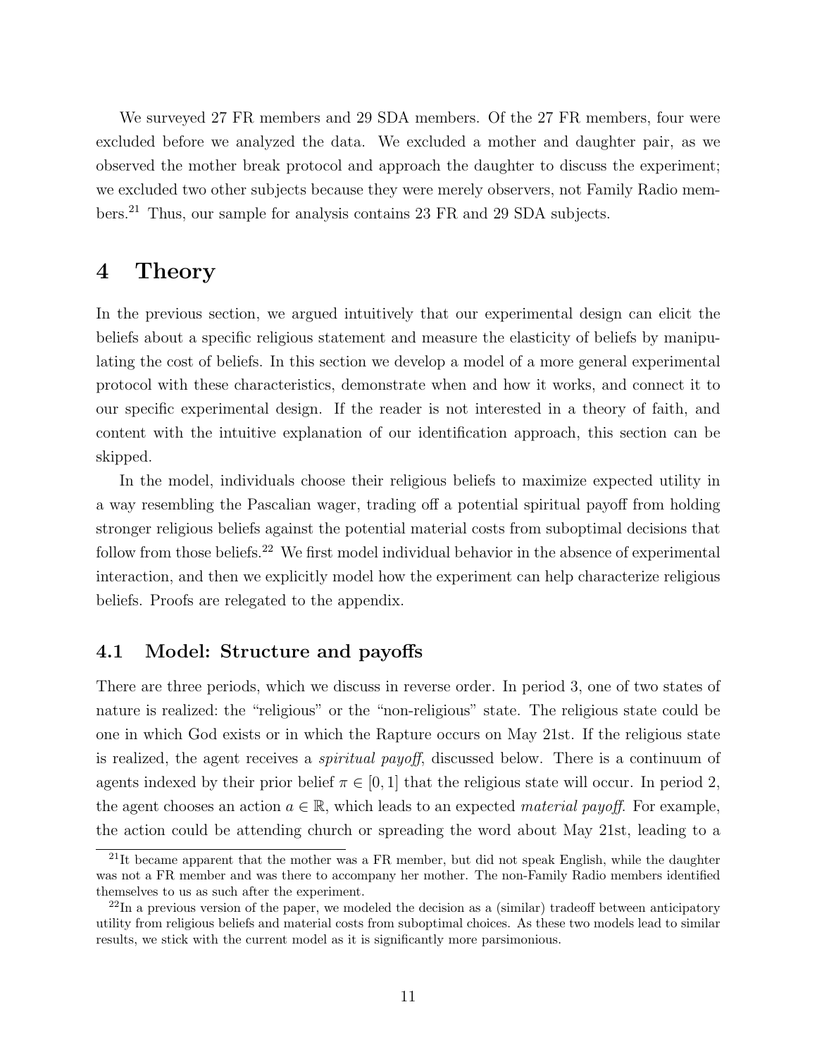We surveyed 27 FR members and 29 SDA members. Of the 27 FR members, four were excluded before we analyzed the data. We excluded a mother and daughter pair, as we observed the mother break protocol and approach the daughter to discuss the experiment; we excluded two other subjects because they were merely observers, not Family Radio members.[21] Thus, our sample for analysis contains 23 FR and 29 SDA subjects.

# 4 Theory

In the previous section, we argued intuitively that our experimental design can elicit the beliefs about a specific religious statement and measure the elasticity of beliefs by manipulating the cost of beliefs. In this section we develop a model of a more general experimental protocol with these characteristics, demonstrate when and how it works, and connect it to our specific experimental design. If the reader is not interested in a theory of faith, and content with the intuitive explanation of our identification approach, this section can be skipped.

In the model, individuals choose their religious beliefs to maximize expected utility in a way resembling the Pascalian wager, trading off a potential spiritual payoff from holding stronger religious beliefs against the potential material costs from suboptimal decisions that follow from those beliefs.[22] We first model individual behavior in the absence of experimental interaction, and then we explicitly model how the experiment can help characterize religious beliefs. Proofs are relegated to the appendix.

## 4.1 Model: Structure and payoffs

There are three periods, which we discuss in reverse order. In period 3, one of two states of nature is realized: the "religious" or the "non-religious" state. The religious state could be one in which God exists or in which the Rapture occurs on May 21st. If the religious state is realized, the agent receives a *spiritual payoff*, discussed below. There is a continuum of agents indexed by their prior belief $\pi \in [0, 1]$ that the religious state will occur. In period 2, the agent chooses an action $a \in \mathbb{R}$, which leads to an expected *material payoff*. For example, the action could be attending church or spreading the word about May 21st, leading to a

[21] It became apparent that the mother was a FR member, but did not speak English, while the daughter was not a FR member and was there to accompany her mother. The non-Family Radio members identified themselves to us as such after the experiment.

[22] In a previous version of the paper, we modeled the decision as a (similar) tradeoff between anticipatory utility from religious beliefs and material costs from suboptimal choices. As these two models lead to similar results, we stick with the current model as it is significantly more parsimonious.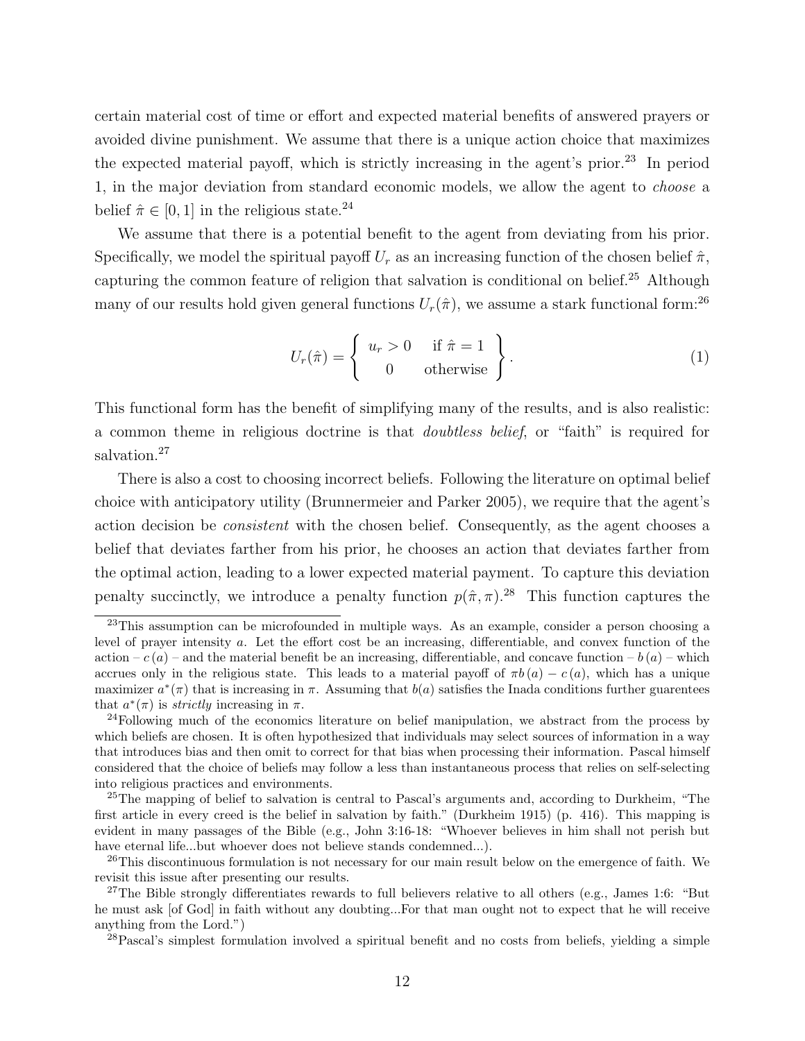certain material cost of time or effort and expected material benefits of answered prayers or avoided divine punishment. We assume that there is a unique action choice that maximizes the expected material payoff, which is strictly increasing in the agent's prior.[23] In period 1, in the major deviation from standard economic models, we allow the agent to *choose* a belief $\hat{\pi} \in [0, 1]$ in the religious state.[24]

We assume that there is a potential benefit to the agent from deviating from his prior. Specifically, we model the spiritual payoff $U_r$ as an increasing function of the chosen belief $\hat{\pi}$, capturing the common feature of religion that salvation is conditional on belief.[25] Although many of our results hold given general functions $U_r(\hat{\pi})$, we assume a stark functional form:[26]

$$U_r(\hat{\pi}) = \left\{ \begin{array}{cc} u_r > 0 & \text{if } \hat{\pi} = 1 \\ 0 & \text{otherwise} \end{array} \right\}. \tag{1}$$

This functional form has the benefit of simplifying many of the results, and is also realistic: a common theme in religious doctrine is that *doubtless belief*, or "faith" is required for salvation.[27]

There is also a cost to choosing incorrect beliefs. Following the literature on optimal belief choice with anticipatory utility (Brunnermeier and Parker 2005), we require that the agent's action decision be *consistent* with the chosen belief. Consequently, as the agent chooses a belief that deviates farther from his prior, he chooses an action that deviates farther from the optimal action, leading to a lower expected material payment. To capture this deviation penalty succinctly, we introduce a penalty function $p(\hat{\pi}, \pi)$.[28] This function captures the

[23] This assumption can be microfounded in multiple ways. As an example, consider a person choosing a level of prayer intensity $a$. Let the effort cost be an increasing, differentiable, and convex function of the action – $c(a)$ – and the material benefit be an increasing, differentiable, and concave function – $b(a)$ – which accrues only in the religious state. This leads to a material payoff of $\pi b(a) - c(a)$, which has a unique maximizer $a^*(\pi)$ that is increasing in $\pi$. Assuming that $b(a)$ satisfies the Inada conditions further guarentees that $a^*(\pi)$ is *strictly* increasing in $\pi$.

[24] Following much of the economics literature on belief manipulation, we abstract from the process by which beliefs are chosen. It is often hypothesized that individuals may select sources of information in a way that introduces bias and then omit to correct for that bias when processing their information. Pascal himself considered that the choice of beliefs may follow a less than instantaneous process that relies on self-selecting into religious practices and environments.

[25] The mapping of belief to salvation is central to Pascal's arguments and, according to Durkheim, "The first article in every creed is the belief in salvation by faith." (Durkheim 1915) (p. 416). This mapping is evident in many passages of the Bible (e.g., John 3:16-18: "Whoever believes in him shall not perish but have eternal life...but whoever does not believe stands condemned...).

[26] This discontinuous formulation is not necessary for our main result below on the emergence of faith. We revisit this issue after presenting our results.

[27] The Bible strongly differentiates rewards to full believers relative to all others (e.g., James 1:6: "But he must ask [of God] in faith without any doubting...For that man ought not to expect that he will receive anything from the Lord.")

[28] Pascal's simplest formulation involved a spiritual benefit and no costs from beliefs, yielding a simple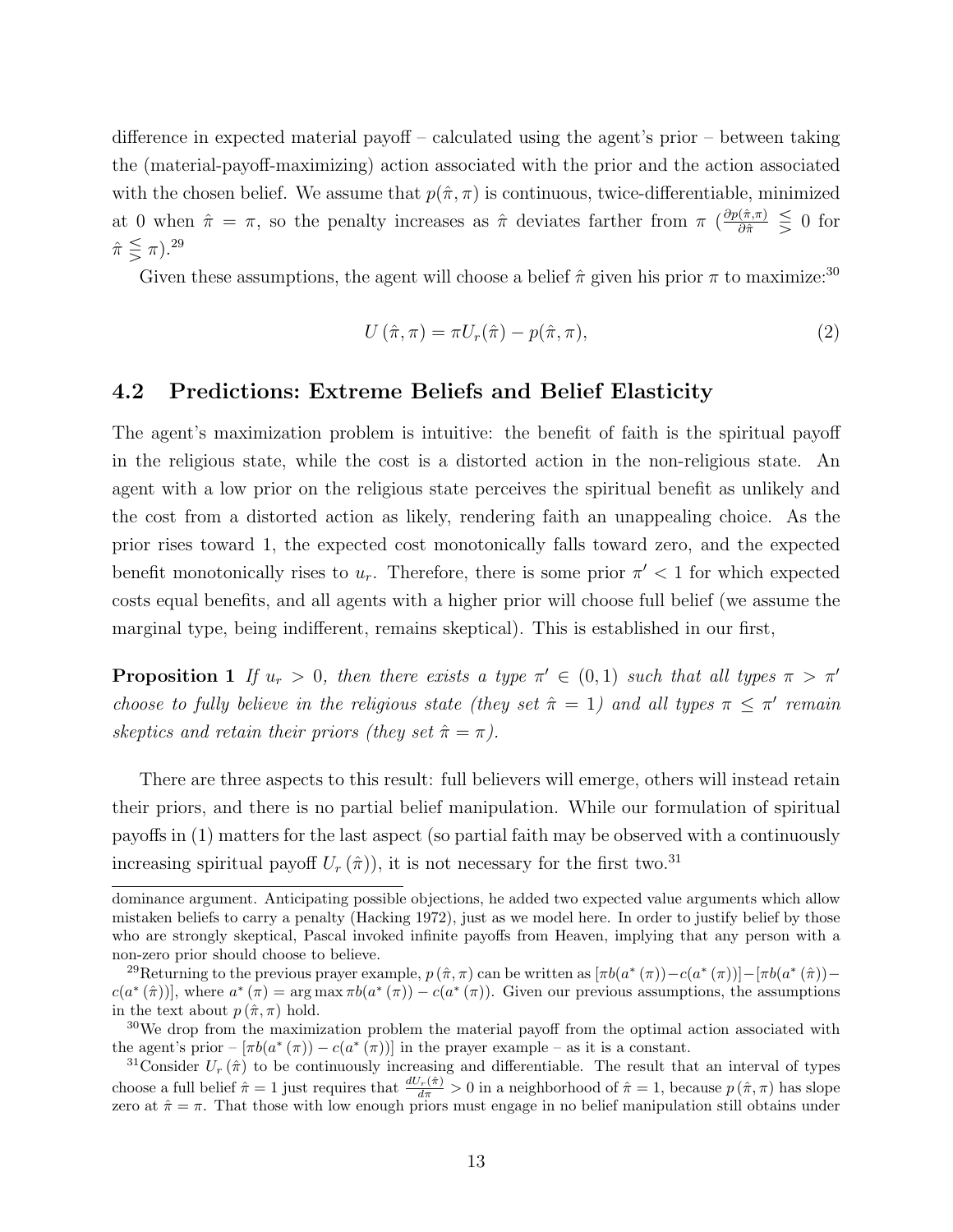difference in expected material payoff – calculated using the agent's prior – between taking the (material-payoff-maximizing) action associated with the prior and the action associated with the chosen belief. We assume that $p(\hat{\pi}, \pi)$ is continuous, twice-differentiable, minimized at 0 when $\hat{\pi} = \pi$, so the penalty increases as $\hat{\pi}$ deviates farther from $\pi$ ($\frac{\partial p(\hat{\pi},\pi)}{\partial \hat{\pi}} \lesseqgtr 0$ for $\hat{\pi} \lesseqgtr \pi$).[29]

Given these assumptions, the agent will choose a belief $\hat{\pi}$ given his prior $\pi$ to maximize:[30]

$$U(\hat{\pi}, \pi) = \pi U_r(\hat{\pi}) - p(\hat{\pi}, \pi), \tag{2}$$

## 4.2 Predictions: Extreme Beliefs and Belief Elasticity

The agent's maximization problem is intuitive: the benefit of faith is the spiritual payoff in the religious state, while the cost is a distorted action in the non-religious state. An agent with a low prior on the religious state perceives the spiritual benefit as unlikely and the cost from a distorted action as likely, rendering faith an unappealing choice. As the prior rises toward 1, the expected cost monotonically falls toward zero, and the expected benefit monotonically rises to $u_r$. Therefore, there is some prior $\pi' < 1$ for which expected costs equal benefits, and all agents with a higher prior will choose full belief (we assume the marginal type, being indifferent, remains skeptical). This is established in our first,

**Proposition 1** *If $u_r > 0$, then there exists a type $\pi' \in (0, 1)$ such that all types $\pi > \pi'$ choose to fully believe in the religious state (they set $\hat{\pi} = 1$) and all types $\pi \leq \pi'$ remain skeptics and retain their priors (they set $\hat{\pi} = \pi$).*

There are three aspects to this result: full believers will emerge, others will instead retain their priors, and there is no partial belief manipulation. While our formulation of spiritual payoffs in (1) matters for the last aspect (so partial faith may be observed with a continuously increasing spiritual payoff $U_r(\hat{\pi})$), it is not necessary for the first two.[31]

---

dominance argument. Anticipating possible objections, he added two expected value arguments which allow mistaken beliefs to carry a penalty (Hacking 1972), just as we model here. In order to justify belief by those who are strongly skeptical, Pascal invoked infinite payoffs from Heaven, implying that any person with a non-zero prior should choose to believe.

[29] Returning to the previous prayer example, $p(\hat{\pi}, \pi)$ can be written as $[\pi b(a^*(\pi)) - c(a^*(\pi))] - [\pi b(a^*(\hat{\pi})) - c(a^*(\hat{\pi}))]$, where $a^*(\pi) = \arg\max \pi b(a^*(\pi)) - c(a^*(\pi))$. Given our previous assumptions, the assumptions in the text about $p(\hat{\pi}, \pi)$ hold.

[30] We drop from the maximization problem the material payoff from the optimal action associated with the agent's prior – $[\pi b(a^*(\pi)) - c(a^*(\pi))]$ in the prayer example – as it is a constant.

[31] Consider $U_r(\hat{\pi})$ to be continuously increasing and differentiable. The result that an interval of types choose a full belief $\hat{\pi} = 1$ just requires that $\frac{dU_r(\hat{\pi})}{d\pi} > 0$ in a neighborhood of $\hat{\pi} = 1$, because $p(\hat{\pi}, \pi)$ has slope zero at $\hat{\pi} = \pi$. That those with low enough priors must engage in no belief manipulation still obtains under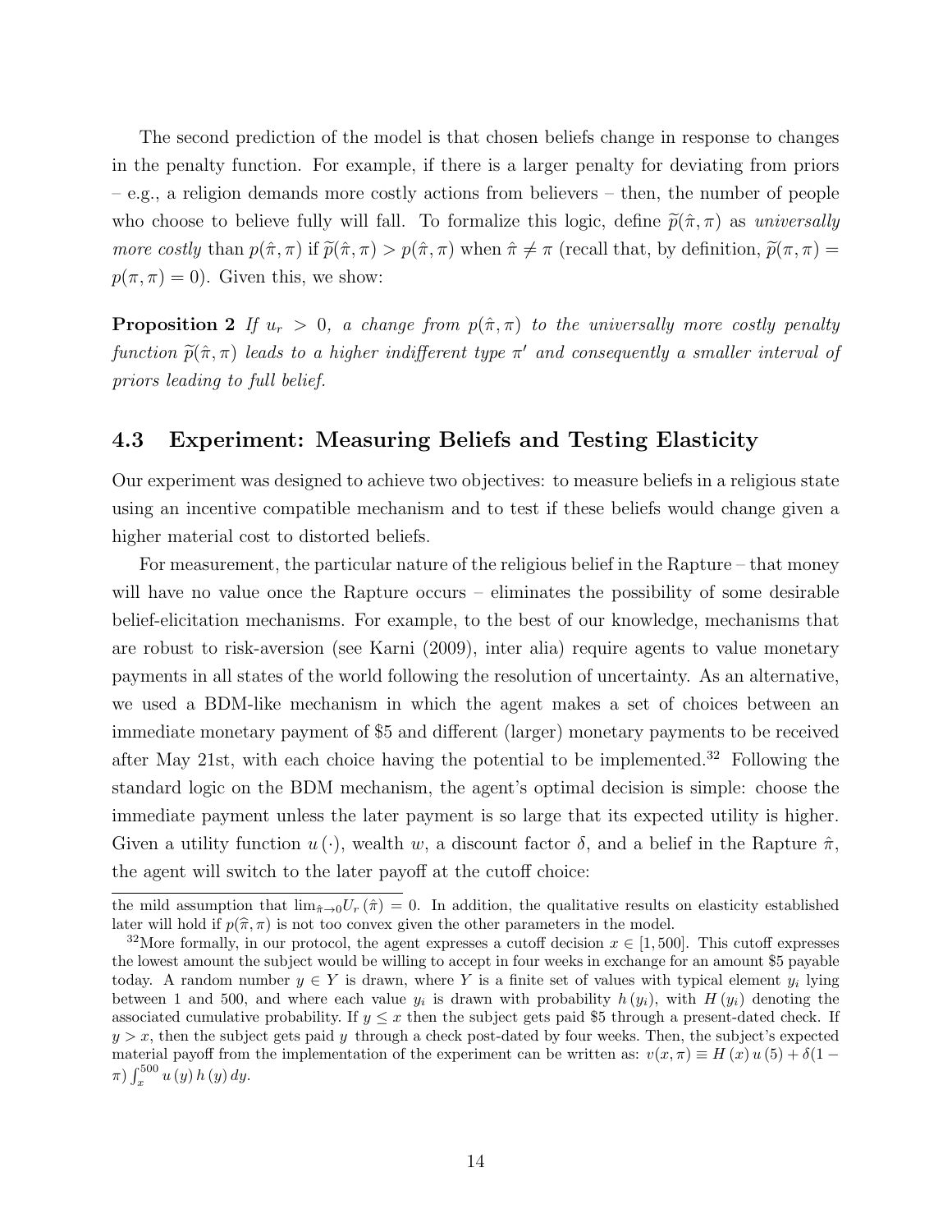The second prediction of the model is that chosen beliefs change in response to changes in the penalty function. For example, if there is a larger penalty for deviating from priors – e.g., a religion demands more costly actions from believers – then, the number of people who choose to believe fully will fall. To formalize this logic, define $\widetilde{p}(\hat{\pi}, \pi)$ as *universally more costly* than $p(\hat{\pi}, \pi)$ if $\widetilde{p}(\hat{\pi}, \pi) > p(\hat{\pi}, \pi)$ when $\hat{\pi} \neq \pi$ (recall that, by definition, $\widetilde{p}(\pi, \pi) = p(\pi, \pi) = 0$). Given this, we show:

**Proposition 2** *If $u_r > 0$, a change from $p(\hat{\pi}, \pi)$ to the universally more costly penalty function $\widetilde{p}(\hat{\pi}, \pi)$ leads to a higher indifferent type $\pi'$ and consequently a smaller interval of priors leading to full belief.*

### 4.3 Experiment: Measuring Beliefs and Testing Elasticity

Our experiment was designed to achieve two objectives: to measure beliefs in a religious state using an incentive compatible mechanism and to test if these beliefs would change given a higher material cost to distorted beliefs.

For measurement, the particular nature of the religious belief in the Rapture – that money will have no value once the Rapture occurs – eliminates the possibility of some desirable belief-elicitation mechanisms. For example, to the best of our knowledge, mechanisms that are robust to risk-aversion (see Karni (2009), inter alia) require agents to value monetary payments in all states of the world following the resolution of uncertainty. As an alternative, we used a BDM-like mechanism in which the agent makes a set of choices between an immediate monetary payment of \$5 and different (larger) monetary payments to be received after May 21st, with each choice having the potential to be implemented.[32] Following the standard logic on the BDM mechanism, the agent's optimal decision is simple: choose the immediate payment unless the later payment is so large that its expected utility is higher. Given a utility function $u(\cdot)$, wealth $w$, a discount factor $\delta$, and a belief in the Rapture $\hat{\pi}$, the agent will switch to the later payoff at the cutoff choice:

---

the mild assumption that $\lim_{\hat{\pi} \to 0} U_r(\hat{\pi}) = 0$. In addition, the qualitative results on elasticity established later will hold if $p(\widehat{\pi}, \pi)$ is not too convex given the other parameters in the model.

[32] More formally, in our protocol, the agent expresses a cutoff decision $x \in [1, 500]$. This cutoff expresses the lowest amount the subject would be willing to accept in four weeks in exchange for an amount \$5 payable today. A random number $y \in Y$ is drawn, where $Y$ is a finite set of values with typical element $y_i$ lying between 1 and 500, and where each value $y_i$ is drawn with probability $h(y_i)$, with $H(y_i)$ denoting the associated cumulative probability. If $y \leq x$ then the subject gets paid \$5 through a present-dated check. If $y > x$, then the subject gets paid $y$ through a check post-dated by four weeks. Then, the subject's expected material payoff from the implementation of the experiment can be written as: $v(x, \pi) \equiv H(x)\, u(5) + \delta(1 - \pi) \int_x^{500} u(y)\, h(y)\, dy$.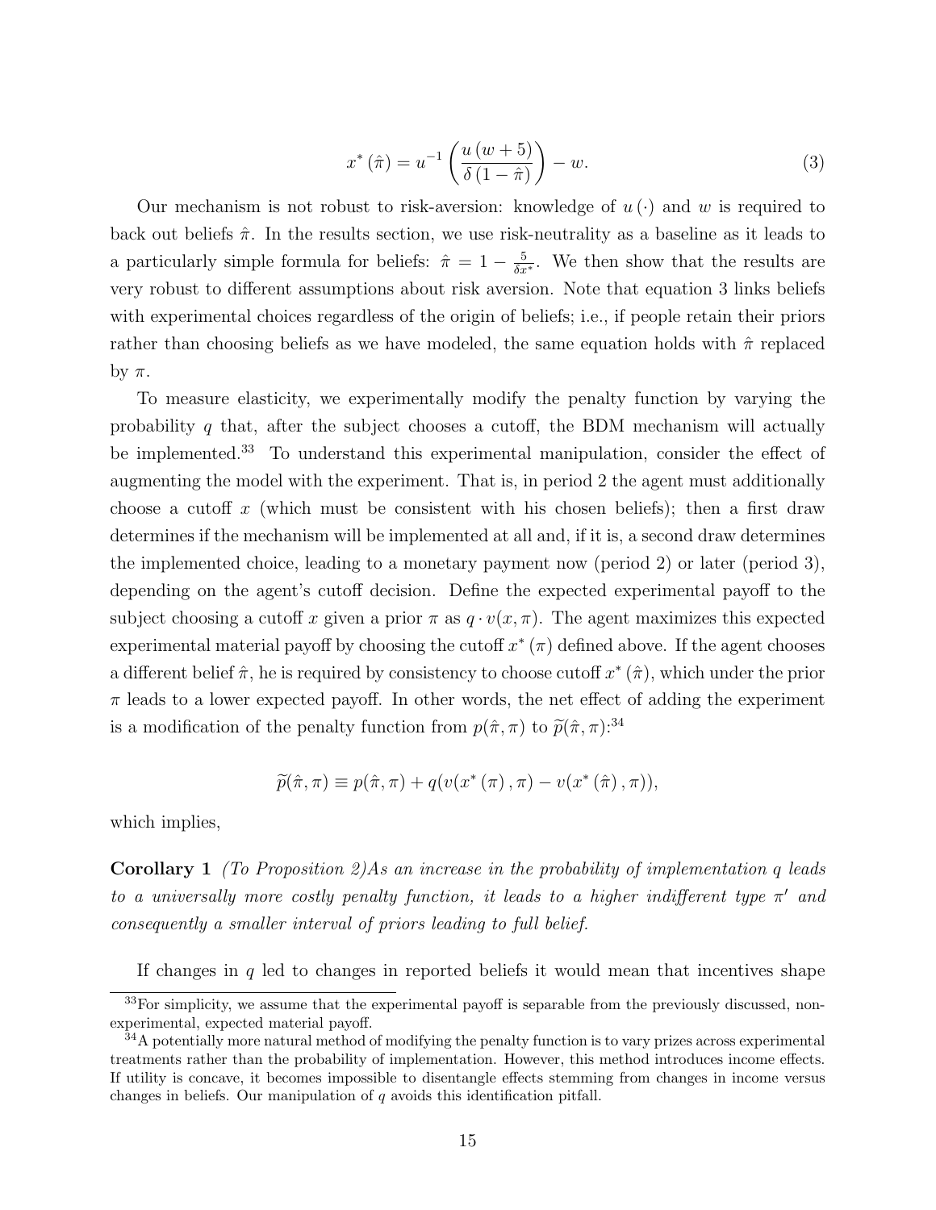$$x^*(\hat{\pi}) = u^{-1}\left(\frac{u(w+5)}{\delta(1-\hat{\pi})}\right) - w. \tag{3}$$

Our mechanism is not robust to risk-aversion: knowledge of $u(\cdot)$ and $w$ is required to back out beliefs $\hat{\pi}$. In the results section, we use risk-neutrality as a baseline as it leads to a particularly simple formula for beliefs: $\hat{\pi} = 1 - \frac{5}{\delta x^*}$. We then show that the results are very robust to different assumptions about risk aversion. Note that equation 3 links beliefs with experimental choices regardless of the origin of beliefs; i.e., if people retain their priors rather than choosing beliefs as we have modeled, the same equation holds with $\hat{\pi}$ replaced by $\pi$.

To measure elasticity, we experimentally modify the penalty function by varying the probability $q$ that, after the subject chooses a cutoff, the BDM mechanism will actually be implemented.[33] To understand this experimental manipulation, consider the effect of augmenting the model with the experiment. That is, in period 2 the agent must additionally choose a cutoff $x$ (which must be consistent with his chosen beliefs); then a first draw determines if the mechanism will be implemented at all and, if it is, a second draw determines the implemented choice, leading to a monetary payment now (period 2) or later (period 3), depending on the agent's cutoff decision. Define the expected experimental payoff to the subject choosing a cutoff $x$ given a prior $\pi$ as $q \cdot v(x, \pi)$. The agent maximizes this expected experimental material payoff by choosing the cutoff $x^*(\pi)$ defined above. If the agent chooses a different belief $\hat{\pi}$, he is required by consistency to choose cutoff $x^*(\hat{\pi})$, which under the prior $\pi$ leads to a lower expected payoff. In other words, the net effect of adding the experiment is a modification of the penalty function from $p(\hat{\pi}, \pi)$ to $\widetilde{p}(\hat{\pi}, \pi)$:[34]

$$\widetilde{p}(\hat{\pi}, \pi) \equiv p(\hat{\pi}, \pi) + q(v(x^*(\pi), \pi) - v(x^*(\hat{\pi}), \pi)),$$

which implies,

**Corollary 1** *(To Proposition 2)As an increase in the probability of implementation $q$ leads to a universally more costly penalty function, it leads to a higher indifferent type $\pi'$ and consequently a smaller interval of priors leading to full belief.*

If changes in $q$ led to changes in reported beliefs it would mean that incentives shape

[33] For simplicity, we assume that the experimental payoff is separable from the previously discussed, non-experimental, expected material payoff.

[34] A potentially more natural method of modifying the penalty function is to vary prizes across experimental treatments rather than the probability of implementation. However, this method introduces income effects. If utility is concave, it becomes impossible to disentangle effects stemming from changes in income versus changes in beliefs. Our manipulation of $q$ avoids this identification pitfall.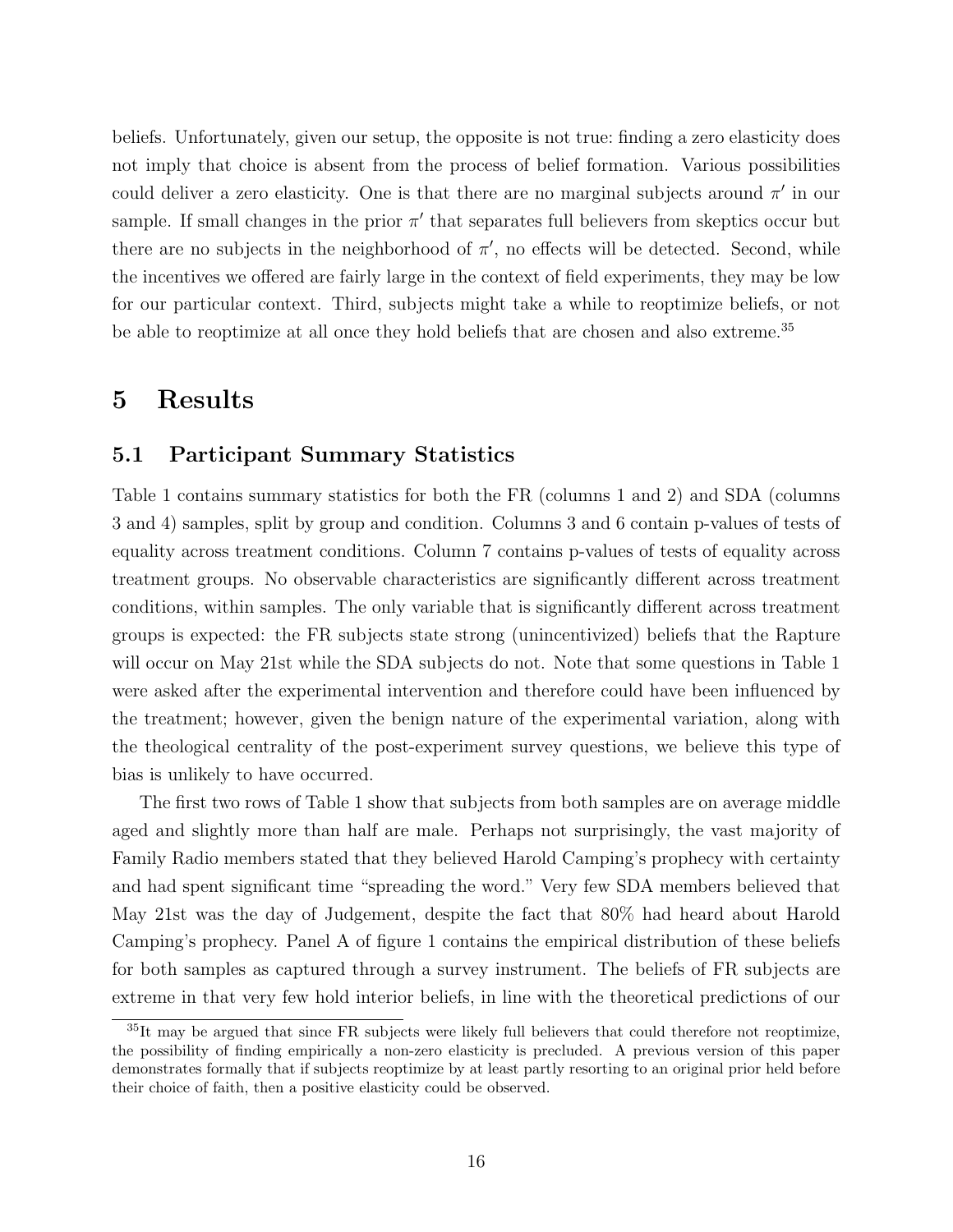beliefs. Unfortunately, given our setup, the opposite is not true: finding a zero elasticity does not imply that choice is absent from the process of belief formation. Various possibilities could deliver a zero elasticity. One is that there are no marginal subjects around $\pi'$ in our sample. If small changes in the prior $\pi'$ that separates full believers from skeptics occur but there are no subjects in the neighborhood of $\pi'$, no effects will be detected. Second, while the incentives we offered are fairly large in the context of field experiments, they may be low for our particular context. Third, subjects might take a while to reoptimize beliefs, or not be able to reoptimize at all once they hold beliefs that are chosen and also extreme.[35]

# 5 Results

## 5.1 Participant Summary Statistics

Table 1 contains summary statistics for both the FR (columns 1 and 2) and SDA (columns 3 and 4) samples, split by group and condition. Columns 3 and 6 contain p-values of tests of equality across treatment conditions. Column 7 contains p-values of tests of equality across treatment groups. No observable characteristics are significantly different across treatment conditions, within samples. The only variable that is significantly different across treatment groups is expected: the FR subjects state strong (unincentivized) beliefs that the Rapture will occur on May 21st while the SDA subjects do not. Note that some questions in Table 1 were asked after the experimental intervention and therefore could have been influenced by the treatment; however, given the benign nature of the experimental variation, along with the theological centrality of the post-experiment survey questions, we believe this type of bias is unlikely to have occurred.

The first two rows of Table 1 show that subjects from both samples are on average middle aged and slightly more than half are male. Perhaps not surprisingly, the vast majority of Family Radio members stated that they believed Harold Camping's prophecy with certainty and had spent significant time "spreading the word." Very few SDA members believed that May 21st was the day of Judgement, despite the fact that 80% had heard about Harold Camping's prophecy. Panel A of figure 1 contains the empirical distribution of these beliefs for both samples as captured through a survey instrument. The beliefs of FR subjects are extreme in that very few hold interior beliefs, in line with the theoretical predictions of our

[35] It may be argued that since FR subjects were likely full believers that could therefore not reoptimize, the possibility of finding empirically a non-zero elasticity is precluded. A previous version of this paper demonstrates formally that if subjects reoptimize by at least partly resorting to an original prior held before their choice of faith, then a positive elasticity could be observed.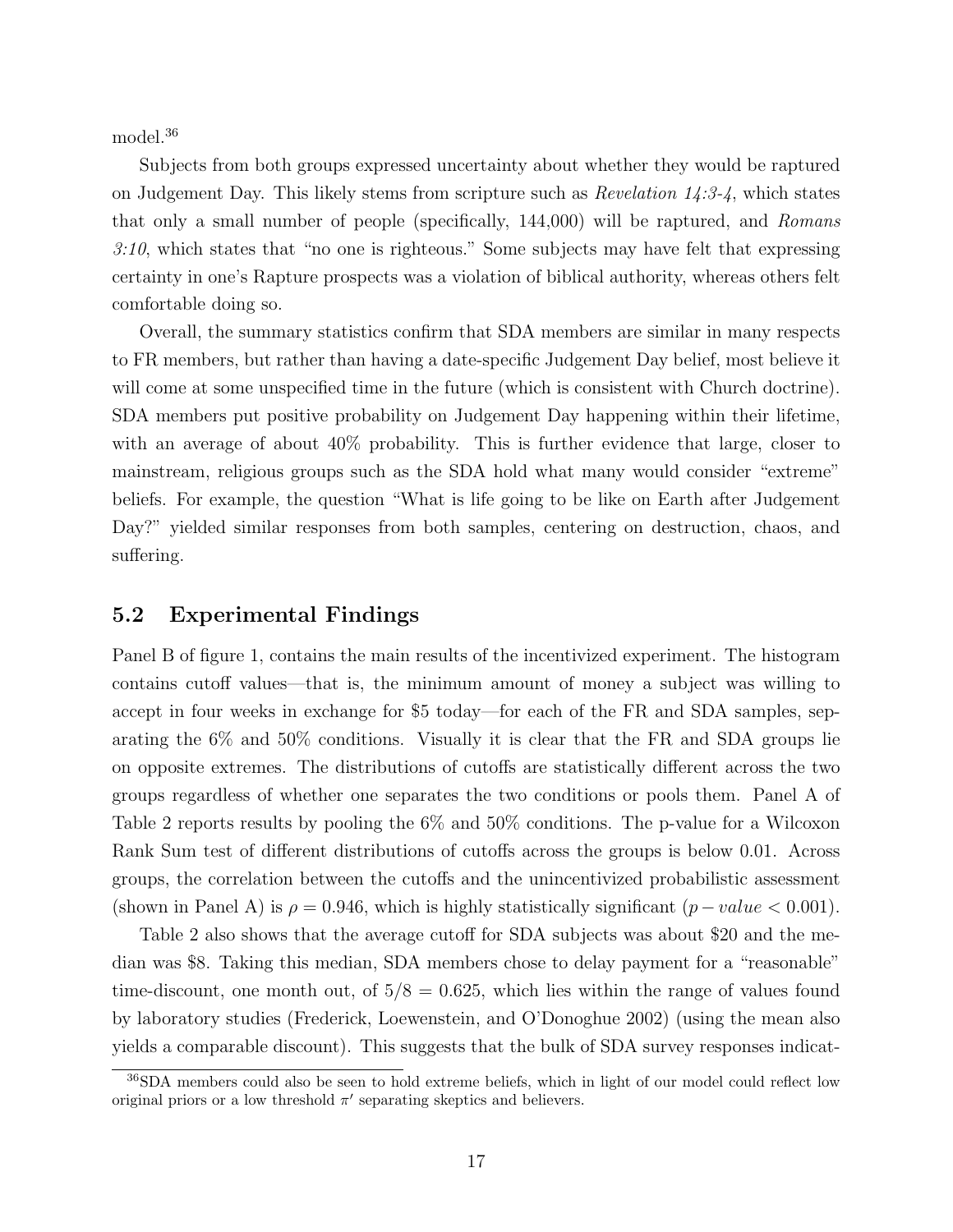model.[36]

Subjects from both groups expressed uncertainty about whether they would be raptured on Judgement Day. This likely stems from scripture such as *Revelation 14:3-4*, which states that only a small number of people (specifically, 144,000) will be raptured, and *Romans 3:10*, which states that "no one is righteous." Some subjects may have felt that expressing certainty in one's Rapture prospects was a violation of biblical authority, whereas others felt comfortable doing so.

Overall, the summary statistics confirm that SDA members are similar in many respects to FR members, but rather than having a date-specific Judgement Day belief, most believe it will come at some unspecified time in the future (which is consistent with Church doctrine). SDA members put positive probability on Judgement Day happening within their lifetime, with an average of about 40% probability. This is further evidence that large, closer to mainstream, religious groups such as the SDA hold what many would consider "extreme" beliefs. For example, the question "What is life going to be like on Earth after Judgement Day?" yielded similar responses from both samples, centering on destruction, chaos, and suffering.

## 5.2 Experimental Findings

Panel B of figure 1, contains the main results of the incentivized experiment. The histogram contains cutoff values—that is, the minimum amount of money a subject was willing to accept in four weeks in exchange for $5 today—for each of the FR and SDA samples, separating the 6% and 50% conditions. Visually it is clear that the FR and SDA groups lie on opposite extremes. The distributions of cutoffs are statistically different across the two groups regardless of whether one separates the two conditions or pools them. Panel A of Table 2 reports results by pooling the 6% and 50% conditions. The p-value for a Wilcoxon Rank Sum test of different distributions of cutoffs across the groups is below 0.01. Across groups, the correlation between the cutoffs and the unincentivized probabilistic assessment (shown in Panel A) is $\rho = 0.946$, which is highly statistically significant ($p - value < 0.001$).

Table 2 also shows that the average cutoff for SDA subjects was about $20 and the median was $8. Taking this median, SDA members chose to delay payment for a "reasonable" time-discount, one month out, of $5/8 = 0.625$, which lies within the range of values found by laboratory studies (Frederick, Loewenstein, and O'Donoghue 2002) (using the mean also yields a comparable discount). This suggests that the bulk of SDA survey responses indicat-

[36] SDA members could also be seen to hold extreme beliefs, which in light of our model could reflect low original priors or a low threshold $\pi'$ separating skeptics and believers.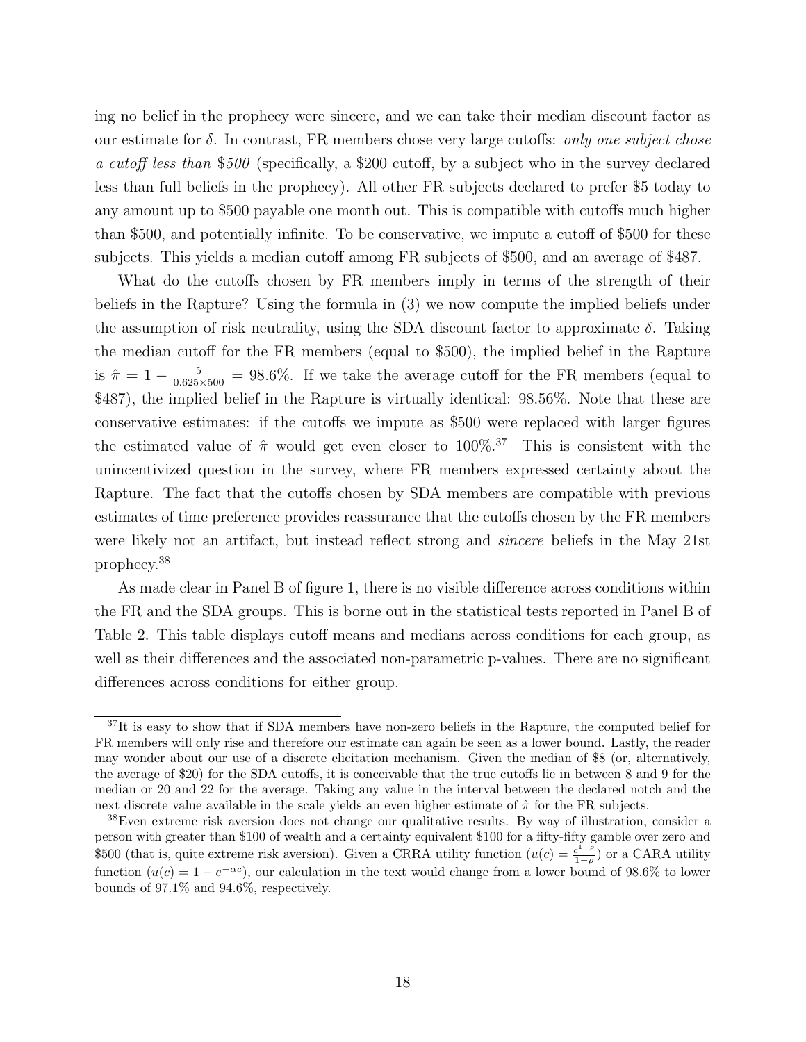ing no belief in the prophecy were sincere, and we can take their median discount factor as our estimate for $\delta$. In contrast, FR members chose very large cutoffs: *only one subject chose a cutoff less than $500* (specifically, a $200 cutoff, by a subject who in the survey declared less than full beliefs in the prophecy). All other FR subjects declared to prefer $5 today to any amount up to $500 payable one month out. This is compatible with cutoffs much higher than $500, and potentially infinite. To be conservative, we impute a cutoff of $500 for these subjects. This yields a median cutoff among FR subjects of $500, and an average of $487.

What do the cutoffs chosen by FR members imply in terms of the strength of their beliefs in the Rapture? Using the formula in (3) we now compute the implied beliefs under the assumption of risk neutrality, using the SDA discount factor to approximate $\delta$. Taking the median cutoff for the FR members (equal to $500), the implied belief in the Rapture is $\hat{\pi} = 1 - \frac{5}{0.625 \times 500} = 98.6\%$. If we take the average cutoff for the FR members (equal to $487), the implied belief in the Rapture is virtually identical: 98.56%. Note that these are conservative estimates: if the cutoffs we impute as $500 were replaced with larger figures the estimated value of $\hat{\pi}$ would get even closer to 100%.[37] This is consistent with the unincentivized question in the survey, where FR members expressed certainty about the Rapture. The fact that the cutoffs chosen by SDA members are compatible with previous estimates of time preference provides reassurance that the cutoffs chosen by the FR members were likely not an artifact, but instead reflect strong and *sincere* beliefs in the May 21st prophecy.[38]

As made clear in Panel B of figure 1, there is no visible difference across conditions within the FR and the SDA groups. This is borne out in the statistical tests reported in Panel B of Table 2. This table displays cutoff means and medians across conditions for each group, as well as their differences and the associated non-parametric p-values. There are no significant differences across conditions for either group.

[37] It is easy to show that if SDA members have non-zero beliefs in the Rapture, the computed belief for FR members will only rise and therefore our estimate can again be seen as a lower bound. Lastly, the reader may wonder about our use of a discrete elicitation mechanism. Given the median of $8 (or, alternatively, the average of $20) for the SDA cutoffs, it is conceivable that the true cutoffs lie in between 8 and 9 for the median or 20 and 22 for the average. Taking any value in the interval between the declared notch and the next discrete value available in the scale yields an even higher estimate of $\hat{\pi}$ for the FR subjects.

[38] Even extreme risk aversion does not change our qualitative results. By way of illustration, consider a person with greater than $100 of wealth and a certainty equivalent $100 for a fifty-fifty gamble over zero and $500 (that is, quite extreme risk aversion). Given a CRRA utility function ($u(c) = \frac{c^{1-\rho}}{1-\rho}$) or a CARA utility function ($u(c) = 1 - e^{-\alpha c}$), our calculation in the text would change from a lower bound of 98.6% to lower bounds of 97.1% and 94.6%, respectively.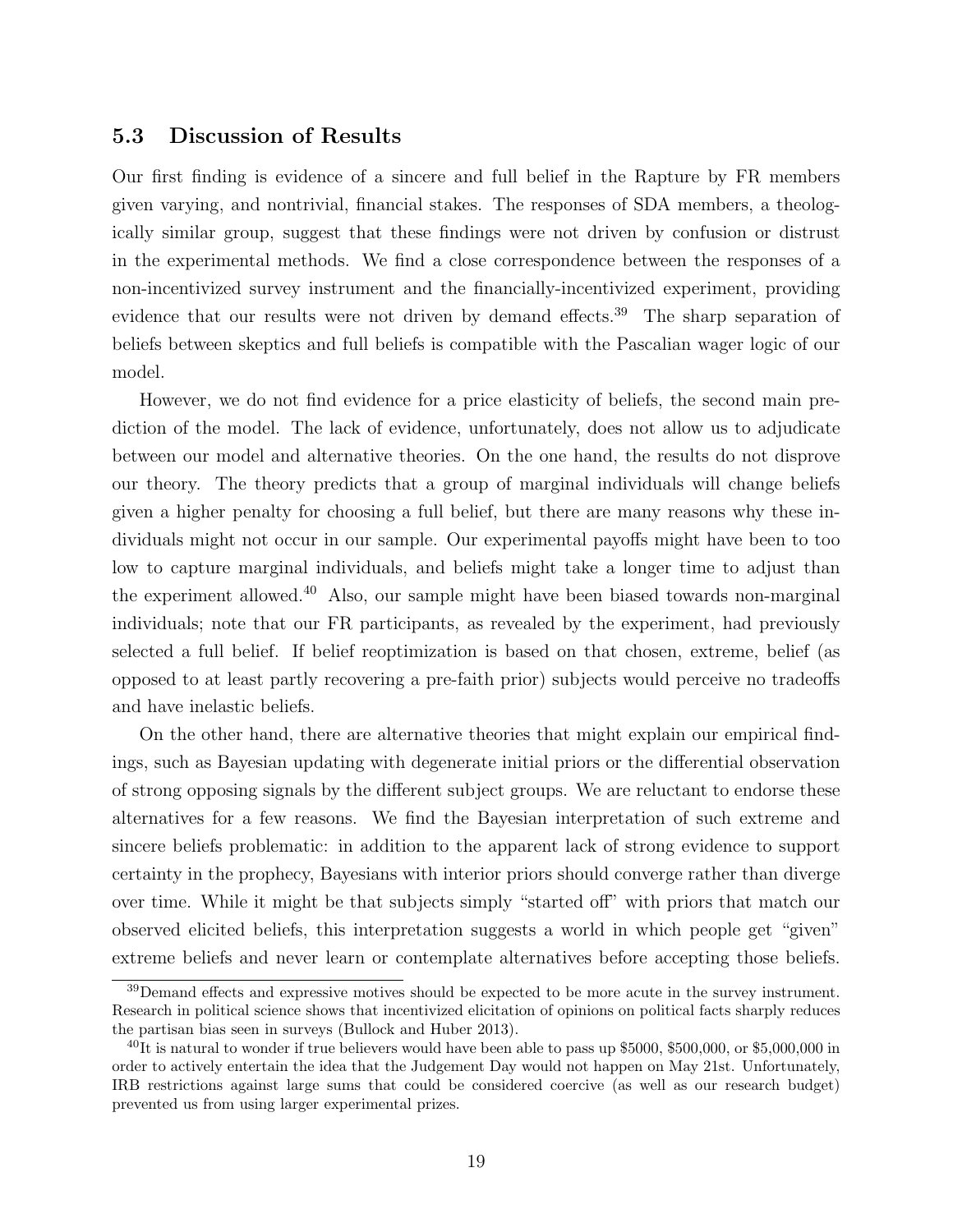### 5.3 Discussion of Results

Our first finding is evidence of a sincere and full belief in the Rapture by FR members given varying, and nontrivial, financial stakes. The responses of SDA members, a theologically similar group, suggest that these findings were not driven by confusion or distrust in the experimental methods. We find a close correspondence between the responses of a non-incentivized survey instrument and the financially-incentivized experiment, providing evidence that our results were not driven by demand effects.[39] The sharp separation of beliefs between skeptics and full beliefs is compatible with the Pascalian wager logic of our model.

However, we do not find evidence for a price elasticity of beliefs, the second main prediction of the model. The lack of evidence, unfortunately, does not allow us to adjudicate between our model and alternative theories. On the one hand, the results do not disprove our theory. The theory predicts that a group of marginal individuals will change beliefs given a higher penalty for choosing a full belief, but there are many reasons why these individuals might not occur in our sample. Our experimental payoffs might have been to too low to capture marginal individuals, and beliefs might take a longer time to adjust than the experiment allowed.[40] Also, our sample might have been biased towards non-marginal individuals; note that our FR participants, as revealed by the experiment, had previously selected a full belief. If belief reoptimization is based on that chosen, extreme, belief (as opposed to at least partly recovering a pre-faith prior) subjects would perceive no tradeoffs and have inelastic beliefs.

On the other hand, there are alternative theories that might explain our empirical findings, such as Bayesian updating with degenerate initial priors or the differential observation of strong opposing signals by the different subject groups. We are reluctant to endorse these alternatives for a few reasons. We find the Bayesian interpretation of such extreme and sincere beliefs problematic: in addition to the apparent lack of strong evidence to support certainty in the prophecy, Bayesians with interior priors should converge rather than diverge over time. While it might be that subjects simply "started off" with priors that match our observed elicited beliefs, this interpretation suggests a world in which people get "given" extreme beliefs and never learn or contemplate alternatives before accepting those beliefs.

[39] Demand effects and expressive motives should be expected to be more acute in the survey instrument. Research in political science shows that incentivized elicitation of opinions on political facts sharply reduces the partisan bias seen in surveys (Bullock and Huber 2013).

[40] It is natural to wonder if true believers would have been able to pass up $5000, $500,000, or $5,000,000 in order to actively entertain the idea that the Judgement Day would not happen on May 21st. Unfortunately, IRB restrictions against large sums that could be considered coercive (as well as our research budget) prevented us from using larger experimental prizes.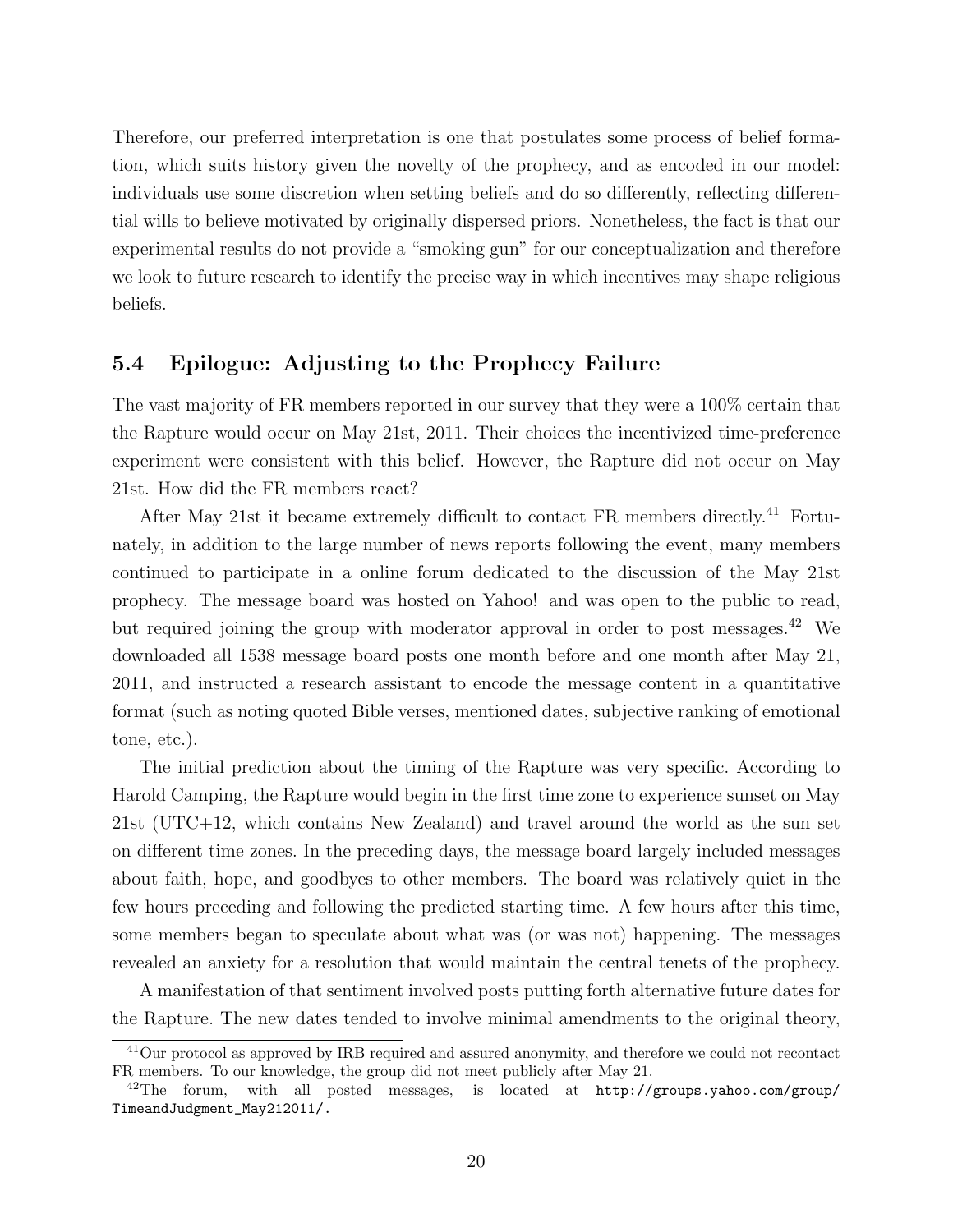Therefore, our preferred interpretation is one that postulates some process of belief formation, which suits history given the novelty of the prophecy, and as encoded in our model: individuals use some discretion when setting beliefs and do so differently, reflecting differential wills to believe motivated by originally dispersed priors. Nonetheless, the fact is that our experimental results do not provide a "smoking gun" for our conceptualization and therefore we look to future research to identify the precise way in which incentives may shape religious beliefs.

### 5.4 Epilogue: Adjusting to the Prophecy Failure

The vast majority of FR members reported in our survey that they were a 100% certain that the Rapture would occur on May 21st, 2011. Their choices the incentivized time-preference experiment were consistent with this belief. However, the Rapture did not occur on May 21st. How did the FR members react?

After May 21st it became extremely difficult to contact FR members directly.[41] Fortunately, in addition to the large number of news reports following the event, many members continued to participate in a online forum dedicated to the discussion of the May 21st prophecy. The message board was hosted on Yahoo! and was open to the public to read, but required joining the group with moderator approval in order to post messages.[42] We downloaded all 1538 message board posts one month before and one month after May 21, 2011, and instructed a research assistant to encode the message content in a quantitative format (such as noting quoted Bible verses, mentioned dates, subjective ranking of emotional tone, etc.).

The initial prediction about the timing of the Rapture was very specific. According to Harold Camping, the Rapture would begin in the first time zone to experience sunset on May 21st (UTC+12, which contains New Zealand) and travel around the world as the sun set on different time zones. In the preceding days, the message board largely included messages about faith, hope, and goodbyes to other members. The board was relatively quiet in the few hours preceding and following the predicted starting time. A few hours after this time, some members began to speculate about what was (or was not) happening. The messages revealed an anxiety for a resolution that would maintain the central tenets of the prophecy.

A manifestation of that sentiment involved posts putting forth alternative future dates for the Rapture. The new dates tended to involve minimal amendments to the original theory,

[41] Our protocol as approved by IRB required and assured anonymity, and therefore we could not recontact FR members. To our knowledge, the group did not meet publicly after May 21.

[42] The forum, with all posted messages, is located at http://groups.yahoo.com/group/TimeandJudgment_May212011/.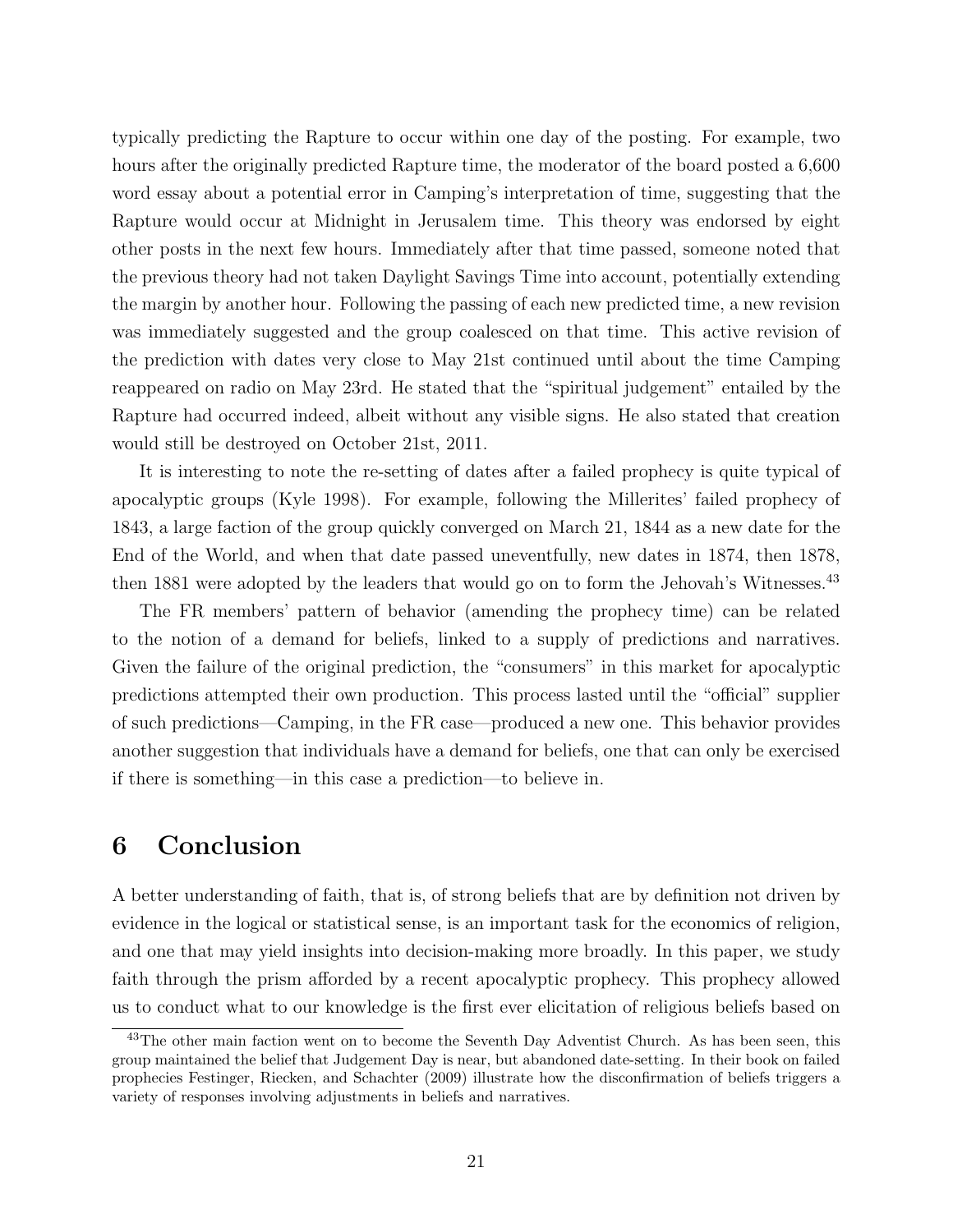typically predicting the Rapture to occur within one day of the posting. For example, two hours after the originally predicted Rapture time, the moderator of the board posted a 6,600 word essay about a potential error in Camping's interpretation of time, suggesting that the Rapture would occur at Midnight in Jerusalem time. This theory was endorsed by eight other posts in the next few hours. Immediately after that time passed, someone noted that the previous theory had not taken Daylight Savings Time into account, potentially extending the margin by another hour. Following the passing of each new predicted time, a new revision was immediately suggested and the group coalesced on that time. This active revision of the prediction with dates very close to May 21st continued until about the time Camping reappeared on radio on May 23rd. He stated that the "spiritual judgement" entailed by the Rapture had occurred indeed, albeit without any visible signs. He also stated that creation would still be destroyed on October 21st, 2011.

It is interesting to note the re-setting of dates after a failed prophecy is quite typical of apocalyptic groups (Kyle 1998). For example, following the Millerites' failed prophecy of 1843, a large faction of the group quickly converged on March 21, 1844 as a new date for the End of the World, and when that date passed uneventfully, new dates in 1874, then 1878, then 1881 were adopted by the leaders that would go on to form the Jehovah's Witnesses.[43]

The FR members' pattern of behavior (amending the prophecy time) can be related to the notion of a demand for beliefs, linked to a supply of predictions and narratives. Given the failure of the original prediction, the "consumers" in this market for apocalyptic predictions attempted their own production. This process lasted until the "official" supplier of such predictions—Camping, in the FR case—produced a new one. This behavior provides another suggestion that individuals have a demand for beliefs, one that can only be exercised if there is something—in this case a prediction—to believe in.

## 6 Conclusion

A better understanding of faith, that is, of strong beliefs that are by definition not driven by evidence in the logical or statistical sense, is an important task for the economics of religion, and one that may yield insights into decision-making more broadly. In this paper, we study faith through the prism afforded by a recent apocalyptic prophecy. This prophecy allowed us to conduct what to our knowledge is the first ever elicitation of religious beliefs based on

[43] The other main faction went on to become the Seventh Day Adventist Church. As has been seen, this group maintained the belief that Judgement Day is near, but abandoned date-setting. In their book on failed prophecies Festinger, Riecken, and Schachter (2009) illustrate how the disconfirmation of beliefs triggers a variety of responses involving adjustments in beliefs and narratives.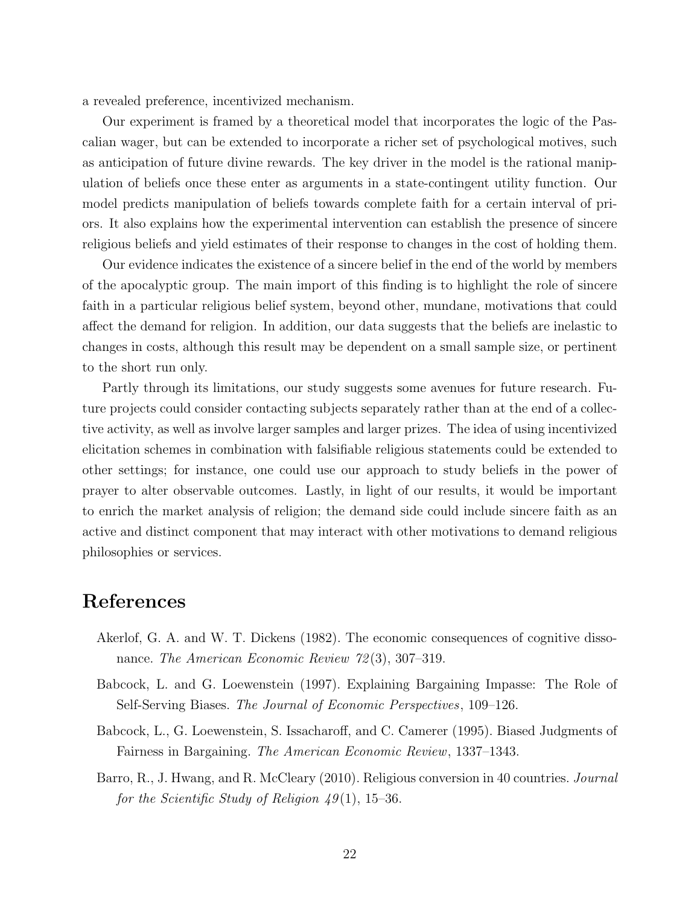a revealed preference, incentivized mechanism.

Our experiment is framed by a theoretical model that incorporates the logic of the Pascalian wager, but can be extended to incorporate a richer set of psychological motives, such as anticipation of future divine rewards. The key driver in the model is the rational manipulation of beliefs once these enter as arguments in a state-contingent utility function. Our model predicts manipulation of beliefs towards complete faith for a certain interval of priors. It also explains how the experimental intervention can establish the presence of sincere religious beliefs and yield estimates of their response to changes in the cost of holding them.

Our evidence indicates the existence of a sincere belief in the end of the world by members of the apocalyptic group. The main import of this finding is to highlight the role of sincere faith in a particular religious belief system, beyond other, mundane, motivations that could affect the demand for religion. In addition, our data suggests that the beliefs are inelastic to changes in costs, although this result may be dependent on a small sample size, or pertinent to the short run only.

Partly through its limitations, our study suggests some avenues for future research. Future projects could consider contacting subjects separately rather than at the end of a collective activity, as well as involve larger samples and larger prizes. The idea of using incentivized elicitation schemes in combination with falsifiable religious statements could be extended to other settings; for instance, one could use our approach to study beliefs in the power of prayer to alter observable outcomes. Lastly, in light of our results, it would be important to enrich the market analysis of religion; the demand side could include sincere faith as an active and distinct component that may interact with other motivations to demand religious philosophies or services.

# References

Akerlof, G. A. and W. T. Dickens (1982). The economic consequences of cognitive dissonance. *The American Economic Review 72*(3), 307–319.

Babcock, L. and G. Loewenstein (1997). Explaining Bargaining Impasse: The Role of Self-Serving Biases. *The Journal of Economic Perspectives*, 109–126.

Babcock, L., G. Loewenstein, S. Issacharoff, and C. Camerer (1995). Biased Judgments of Fairness in Bargaining. *The American Economic Review*, 1337–1343.

Barro, R., J. Hwang, and R. McCleary (2010). Religious conversion in 40 countries. *Journal for the Scientific Study of Religion 49*(1), 15–36.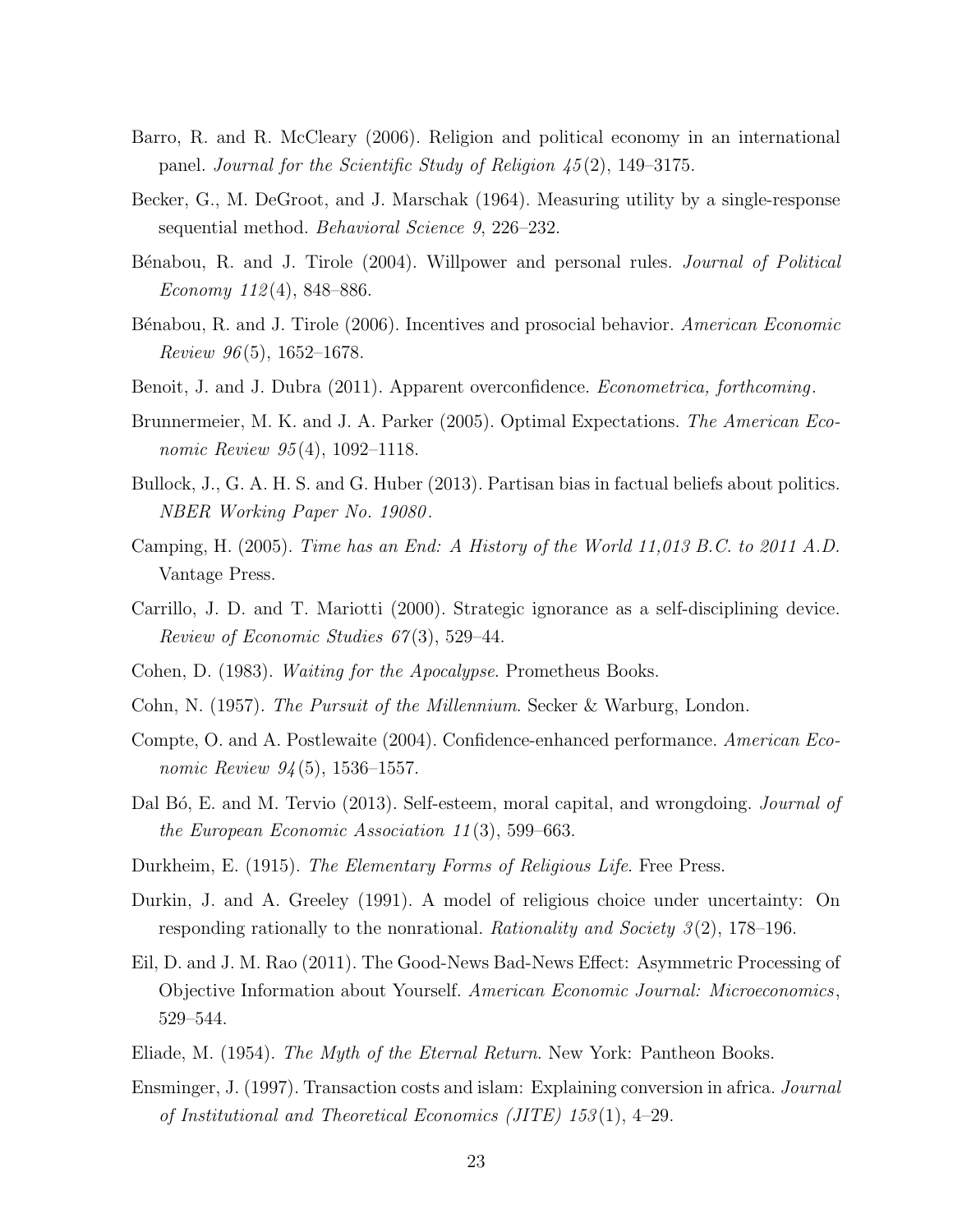Barro, R. and R. McCleary (2006). Religion and political economy in an international panel. *Journal for the Scientific Study of Religion 45*(2), 149–3175.

Becker, G., M. DeGroot, and J. Marschak (1964). Measuring utility by a single-response sequential method. *Behavioral Science 9*, 226–232.

Bénabou, R. and J. Tirole (2004). Willpower and personal rules. *Journal of Political Economy 112*(4), 848–886.

Bénabou, R. and J. Tirole (2006). Incentives and prosocial behavior. *American Economic Review 96*(5), 1652–1678.

Benoit, J. and J. Dubra (2011). Apparent overconfidence. *Econometrica, forthcoming*.

Brunnermeier, M. K. and J. A. Parker (2005). Optimal Expectations. *The American Economic Review 95*(4), 1092–1118.

Bullock, J., G. A. H. S. and G. Huber (2013). Partisan bias in factual beliefs about politics. *NBER Working Paper No. 19080*.

Camping, H. (2005). *Time has an End: A History of the World 11,013 B.C. to 2011 A.D.* Vantage Press.

Carrillo, J. D. and T. Mariotti (2000). Strategic ignorance as a self-disciplining device. *Review of Economic Studies 67*(3), 529–44.

Cohen, D. (1983). *Waiting for the Apocalypse*. Prometheus Books.

Cohn, N. (1957). *The Pursuit of the Millennium*. Secker & Warburg, London.

Compte, O. and A. Postlewaite (2004). Confidence-enhanced performance. *American Economic Review 94*(5), 1536–1557.

Dal Bó, E. and M. Tervio (2013). Self-esteem, moral capital, and wrongdoing. *Journal of the European Economic Association 11*(3), 599–663.

Durkheim, E. (1915). *The Elementary Forms of Religious Life*. Free Press.

Durkin, J. and A. Greeley (1991). A model of religious choice under uncertainty: On responding rationally to the nonrational. *Rationality and Society 3*(2), 178–196.

Eil, D. and J. M. Rao (2011). The Good-News Bad-News Effect: Asymmetric Processing of Objective Information about Yourself. *American Economic Journal: Microeconomics*, 529–544.

Eliade, M. (1954). *The Myth of the Eternal Return*. New York: Pantheon Books.

Ensminger, J. (1997). Transaction costs and islam: Explaining conversion in africa. *Journal of Institutional and Theoretical Economics (JITE) 153*(1), 4–29.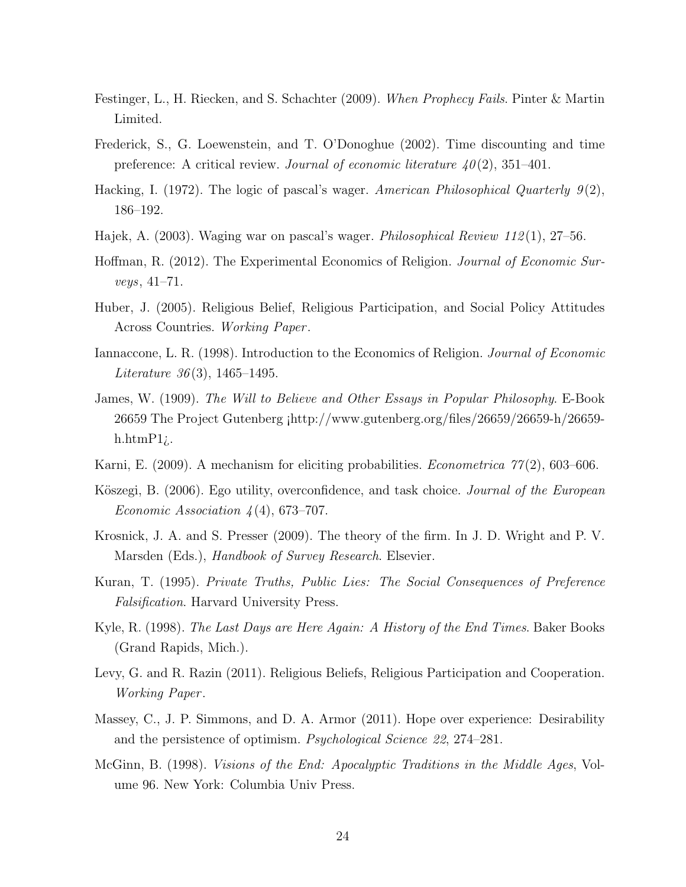Festinger, L., H. Riecken, and S. Schachter (2009). *When Prophecy Fails*. Pinter & Martin Limited.

Frederick, S., G. Loewenstein, and T. O'Donoghue (2002). Time discounting and time preference: A critical review. *Journal of economic literature 40*(2), 351–401.

Hacking, I. (1972). The logic of pascal's wager. *American Philosophical Quarterly 9*(2), 186–192.

Hajek, A. (2003). Waging war on pascal's wager. *Philosophical Review 112*(1), 27–56.

Hoffman, R. (2012). The Experimental Economics of Religion. *Journal of Economic Surveys*, 41–71.

Huber, J. (2005). Religious Belief, Religious Participation, and Social Policy Attitudes Across Countries. *Working Paper*.

Iannaccone, L. R. (1998). Introduction to the Economics of Religion. *Journal of Economic Literature 36*(3), 1465–1495.

James, W. (1909). *The Will to Believe and Other Essays in Popular Philosophy*. E-Book 26659 The Project Gutenberg ¡http://www.gutenberg.org/files/26659/26659-h/26659-h.htmP1¿.

Karni, E. (2009). A mechanism for eliciting probabilities. *Econometrica 77*(2), 603–606.

Köszegi, B. (2006). Ego utility, overconfidence, and task choice. *Journal of the European Economic Association 4*(4), 673–707.

Krosnick, J. A. and S. Presser (2009). The theory of the firm. In J. D. Wright and P. V. Marsden (Eds.), *Handbook of Survey Research*. Elsevier.

Kuran, T. (1995). *Private Truths, Public Lies: The Social Consequences of Preference Falsification*. Harvard University Press.

Kyle, R. (1998). *The Last Days are Here Again: A History of the End Times*. Baker Books (Grand Rapids, Mich.).

Levy, G. and R. Razin (2011). Religious Beliefs, Religious Participation and Cooperation. *Working Paper*.

Massey, C., J. P. Simmons, and D. A. Armor (2011). Hope over experience: Desirability and the persistence of optimism. *Psychological Science 22*, 274–281.

McGinn, B. (1998). *Visions of the End: Apocalyptic Traditions in the Middle Ages*, Volume 96. New York: Columbia Univ Press.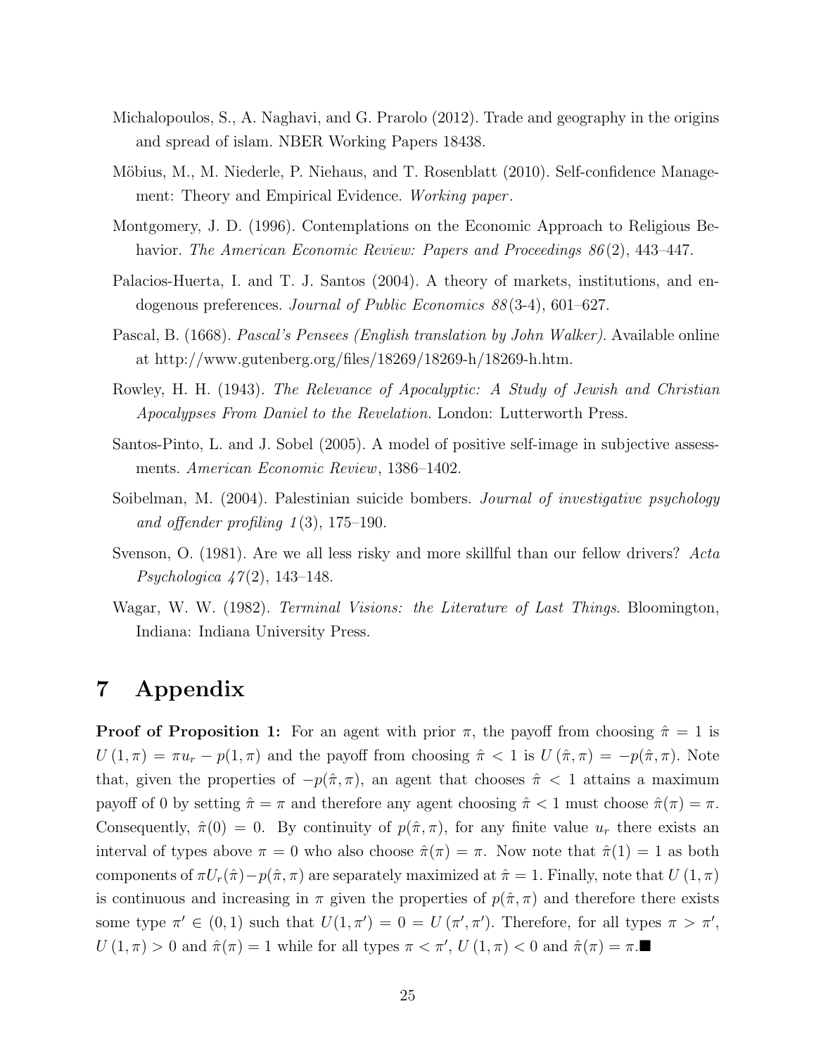Michalopoulos, S., A. Naghavi, and G. Prarolo (2012). Trade and geography in the origins and spread of islam. NBER Working Papers 18438.

Möbius, M., M. Niederle, P. Niehaus, and T. Rosenblatt (2010). Self-confidence Management: Theory and Empirical Evidence. *Working paper*.

Montgomery, J. D. (1996). Contemplations on the Economic Approach to Religious Behavior. *The American Economic Review: Papers and Proceedings 86*(2), 443–447.

Palacios-Huerta, I. and T. J. Santos (2004). A theory of markets, institutions, and endogenous preferences. *Journal of Public Economics 88*(3-4), 601–627.

Pascal, B. (1668). *Pascal's Pensees (English translation by John Walker)*. Available online at http://www.gutenberg.org/files/18269/18269-h/18269-h.htm.

Rowley, H. H. (1943). *The Relevance of Apocalyptic: A Study of Jewish and Christian Apocalypses From Daniel to the Revelation.* London: Lutterworth Press.

Santos-Pinto, L. and J. Sobel (2005). A model of positive self-image in subjective assessments. *American Economic Review*, 1386–1402.

Soibelman, M. (2004). Palestinian suicide bombers. *Journal of investigative psychology and offender profiling 1*(3), 175–190.

Svenson, O. (1981). Are we all less risky and more skillful than our fellow drivers? *Acta Psychologica 47*(2), 143–148.

Wagar, W. W. (1982). *Terminal Visions: the Literature of Last Things*. Bloomington, Indiana: Indiana University Press.

# 7 Appendix

**Proof of Proposition 1:** For an agent with prior $\pi$, the payoff from choosing $\hat{\pi} = 1$ is $U(1, \pi) = \pi u_r - p(1, \pi)$ and the payoff from choosing $\hat{\pi} < 1$ is $U(\hat{\pi}, \pi) = -p(\hat{\pi}, \pi)$. Note that, given the properties of $-p(\hat{\pi}, \pi)$, an agent that chooses $\hat{\pi} < 1$ attains a maximum payoff of 0 by setting $\hat{\pi} = \pi$ and therefore any agent choosing $\hat{\pi} < 1$ must choose $\hat{\pi}(\pi) = \pi$. Consequently, $\hat{\pi}(0) = 0$. By continuity of $p(\hat{\pi}, \pi)$, for any finite value $u_r$ there exists an interval of types above $\pi = 0$ who also choose $\hat{\pi}(\pi) = \pi$. Now note that $\hat{\pi}(1) = 1$ as both components of $\pi U_r(\hat{\pi}) - p(\hat{\pi}, \pi)$ are separately maximized at $\hat{\pi} = 1$. Finally, note that $U(1, \pi)$ is continuous and increasing in $\pi$ given the properties of $p(\hat{\pi}, \pi)$ and therefore there exists some type $\pi' \in (0, 1)$ such that $U(1, \pi') = 0 = U(\pi', \pi')$. Therefore, for all types $\pi > \pi'$, $U(1, \pi) > 0$ and $\hat{\pi}(\pi) = 1$ while for all types $\pi < \pi'$, $U(1, \pi) < 0$ and $\hat{\pi}(\pi) = \pi$.■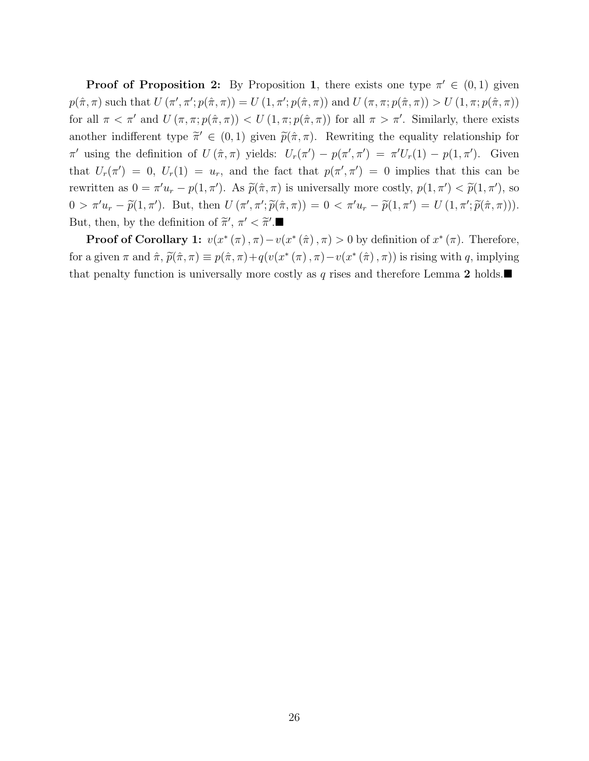**Proof of Proposition 2:** By Proposition **1**, there exists one type $\pi' \in (0,1)$ given $p(\hat{\pi},\pi)$ such that $U(\pi',\pi';p(\hat{\pi},\pi)) = U(1,\pi';p(\hat{\pi},\pi))$ and $U(\pi,\pi;p(\hat{\pi},\pi)) > U(1,\pi;p(\hat{\pi},\pi))$ for all $\pi < \pi'$ and $U(\pi,\pi;p(\hat{\pi},\pi)) < U(1,\pi;p(\hat{\pi},\pi))$ for all $\pi > \pi'$. Similarly, there exists another indifferent type $\widetilde{\pi}' \in (0,1)$ given $\widetilde{p}(\hat{\pi},\pi)$. Rewriting the equality relationship for $\pi'$ using the definition of $U(\hat{\pi},\pi)$ yields: $U_r(\pi') - p(\pi',\pi') = \pi' U_r(1) - p(1,\pi')$. Given that $U_r(\pi') = 0$, $U_r(1) = u_r$, and the fact that $p(\pi',\pi') = 0$ implies that this can be rewritten as $0 = \pi' u_r - p(1,\pi')$. As $\widetilde{p}(\hat{\pi},\pi)$ is universally more costly, $p(1,\pi') < \widetilde{p}(1,\pi')$, so $0 > \pi' u_r - \widetilde{p}(1,\pi')$. But, then $U(\pi',\pi';\widetilde{p}(\hat{\pi},\pi)) = 0 < \pi' u_r - \widetilde{p}(1,\pi') = U(1,\pi';\widetilde{p}(\hat{\pi},\pi)))$. But, then, by the definition of $\widetilde{\pi}'$, $\pi' < \widetilde{\pi}'$.■

**Proof of Corollary 1:** $v(x^*(\pi),\pi) - v(x^*(\hat{\pi}),\pi) > 0$ by definition of $x^*(\pi)$. Therefore, for a given $\pi$ and $\hat{\pi}$, $\widetilde{p}(\hat{\pi},\pi) \equiv p(\hat{\pi},\pi) + q(v(x^*(\pi),\pi) - v(x^*(\hat{\pi}),\pi))$ is rising with $q$, implying that penalty function is universally more costly as $q$ rises and therefore Lemma **2** holds.■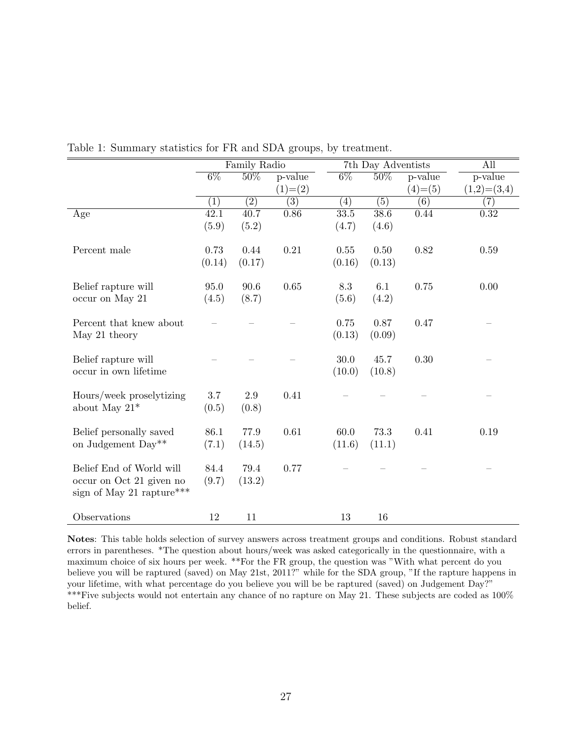Table 1: Summary statistics for FR and SDA groups, by treatment.

| | Family Radio | | | 7th Day Adventists | | | All |
|---|---|---|---|---|---|---|---|
| | 6% | 50% | p-value (1)=(2) | 6% | 50% | p-value (4)=(5) | p-value (1,2)=(3,4) |
| | (1) | (2) | (3) | (4) | (5) | (6) | (7) |
| Age | 42.1 | 40.7 | 0.86 | 33.5 | 38.6 | 0.44 | 0.32 |
| | (5.9) | (5.2) | | (4.7) | (4.6) | | |
| Percent male | 0.73 | 0.44 | 0.21 | 0.55 | 0.50 | 0.82 | 0.59 |
| | (0.14) | (0.17) | | (0.16) | (0.13) | | |
| Belief rapture will occur on May 21 | 95.0 | 90.6 | 0.65 | 8.3 | 6.1 | 0.75 | 0.00 |
| | (4.5) | (8.7) | | (5.6) | (4.2) | | |
| Percent that knew about May 21 theory | – | – | – | 0.75 | 0.87 | 0.47 | – |
| | | | | (0.13) | (0.09) | | |
| Belief rapture will occur in own lifetime | – | – | – | 30.0 | 45.7 | 0.30 | – |
| | | | | (10.0) | (10.8) | | |
| Hours/week proselytizing about May 21* | 3.7 | 2.9 | 0.41 | – | – | – | – |
| | (0.5) | (0.8) | | | | | |
| Belief personally saved on Judgement Day** | 86.1 | 77.9 | 0.61 | 60.0 | 73.3 | 0.41 | 0.19 |
| | (7.1) | (14.5) | | (11.6) | (11.1) | | |
| Belief End of World will occur on Oct 21 given no sign of May 21 rapture*** | 84.4 | 79.4 | 0.77 | – | – | – | – |
| | (9.7) | (13.2) | | | | | |
| Observations | 12 | 11 | | 13 | 16 | | |

**Notes**: This table holds selection of survey answers across treatment groups and conditions. Robust standard errors in parentheses. *The question about hours/week was asked categorically in the questionnaire, with a maximum choice of six hours per week. **For the FR group, the question was "With what percent do you believe you will be raptured (saved) on May 21st, 2011?" while for the SDA group, "If the rapture happens in your lifetime, with what percentage do you believe you will be be raptured (saved) on Judgement Day?" ***Five subjects would not entertain any chance of no rapture on May 21. These subjects are coded as 100% belief.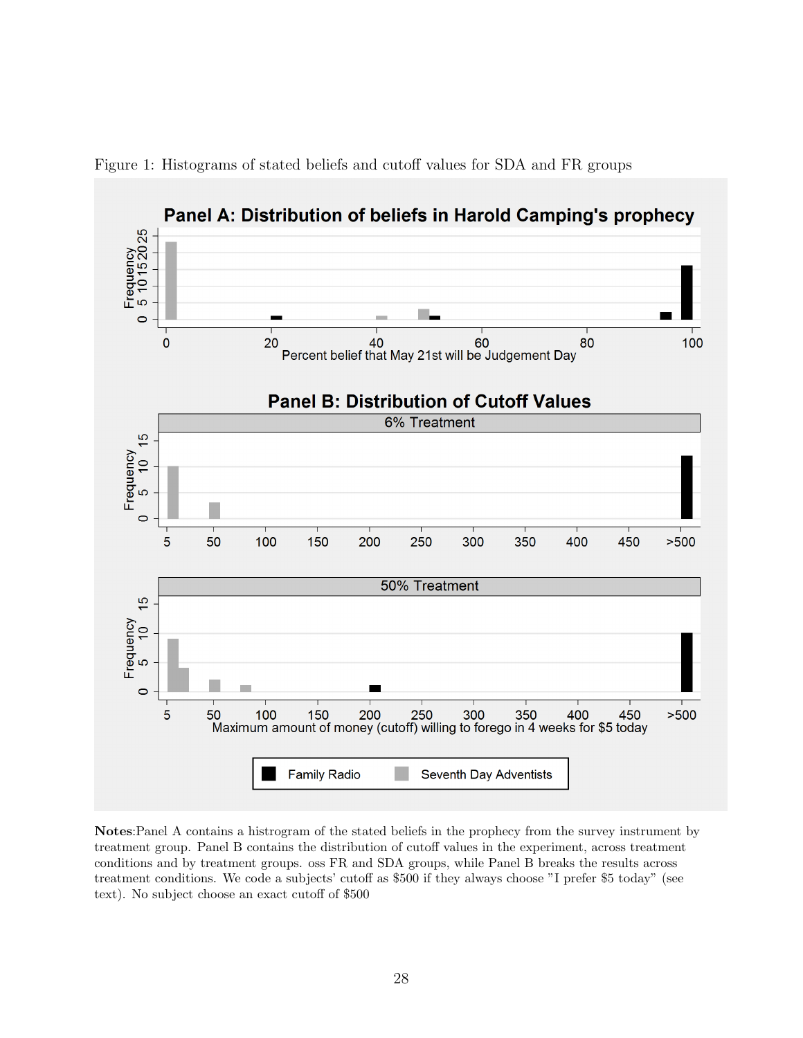Figure 1: Histograms of stated beliefs and cutoff values for SDA and FR groups

Panel A: Distribution of beliefs in Harold Camping's prophecy

Frequency

0 5 10 15 20 25

0 20 40 60 80 100

Percent belief that May 21st will be Judgement Day

Panel B: Distribution of Cutoff Values

6% Treatment

Frequency

0 5 10 15

5 50 100 150 200 250 300 350 400 450 >500

50% Treatment

Frequency

0 5 10 15

5 50 100 150 200 250 300 350 400 450 >500

Maximum amount of money (cutoff) willing to forego in 4 weeks for $5 today

Family Radio    Seventh Day Adventists

**Notes**:Panel A contains a histrogram of the stated beliefs in the prophecy from the survey instrument by treatment group. Panel B contains the distribution of cutoff values in the experiment, across treatment conditions and by treatment groups. oss FR and SDA groups, while Panel B breaks the results across treatment conditions. We code a subjects' cutoff as $500 if they always choose "I prefer $5 today" (see text). No subject choose an exact cutoff of $500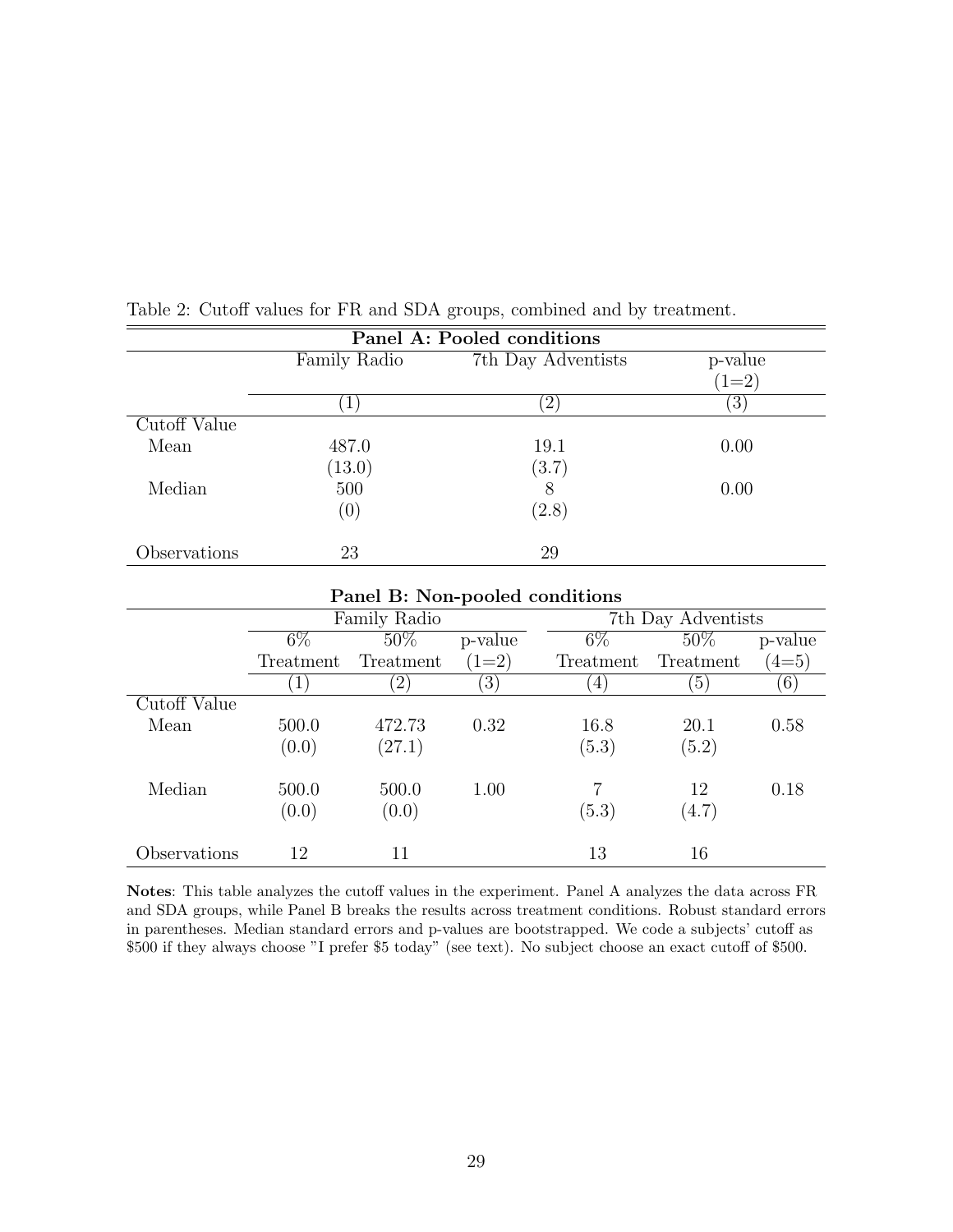Table 2: Cutoff values for FR and SDA groups, combined and by treatment.

**Panel A: Pooled conditions**

| | Family Radio | 7th Day Adventists | p-value (1=2) |
|---|---|---|---|
| | (1) | (2) | (3) |
| Cutoff Value | | | |
| Mean | 487.0 | 19.1 | 0.00 |
| | (13.0) | (3.7) | |
| Median | 500 | 8 | 0.00 |
| | (0) | (2.8) | |
| Observations | 23 | 29 | |

**Panel B: Non-pooled conditions**

| | Family Radio | | | 7th Day Adventists | | |
|---|---|---|---|---|---|---|
| | 6% Treatment | 50% Treatment | p-value (1=2) | 6% Treatment | 50% Treatment | p-value (4=5) |
| | (1) | (2) | (3) | (4) | (5) | (6) |
| Cutoff Value | | | | | | |
| Mean | 500.0 | 472.73 | 0.32 | 16.8 | 20.1 | 0.58 |
| | (0.0) | (27.1) | | (5.3) | (5.2) | |
| Median | 500.0 | 500.0 | 1.00 | 7 | 12 | 0.18 |
| | (0.0) | (0.0) | | (5.3) | (4.7) | |
| Observations | 12 | 11 | | 13 | 16 | |

**Notes**: This table analyzes the cutoff values in the experiment. Panel A analyzes the data across FR and SDA groups, while Panel B breaks the results across treatment conditions. Robust standard errors in parentheses. Median standard errors and p-values are bootstrapped. We code a subjects' cutoff as \$500 if they always choose "I prefer \$5 today" (see text). No subject choose an exact cutoff of \$500.